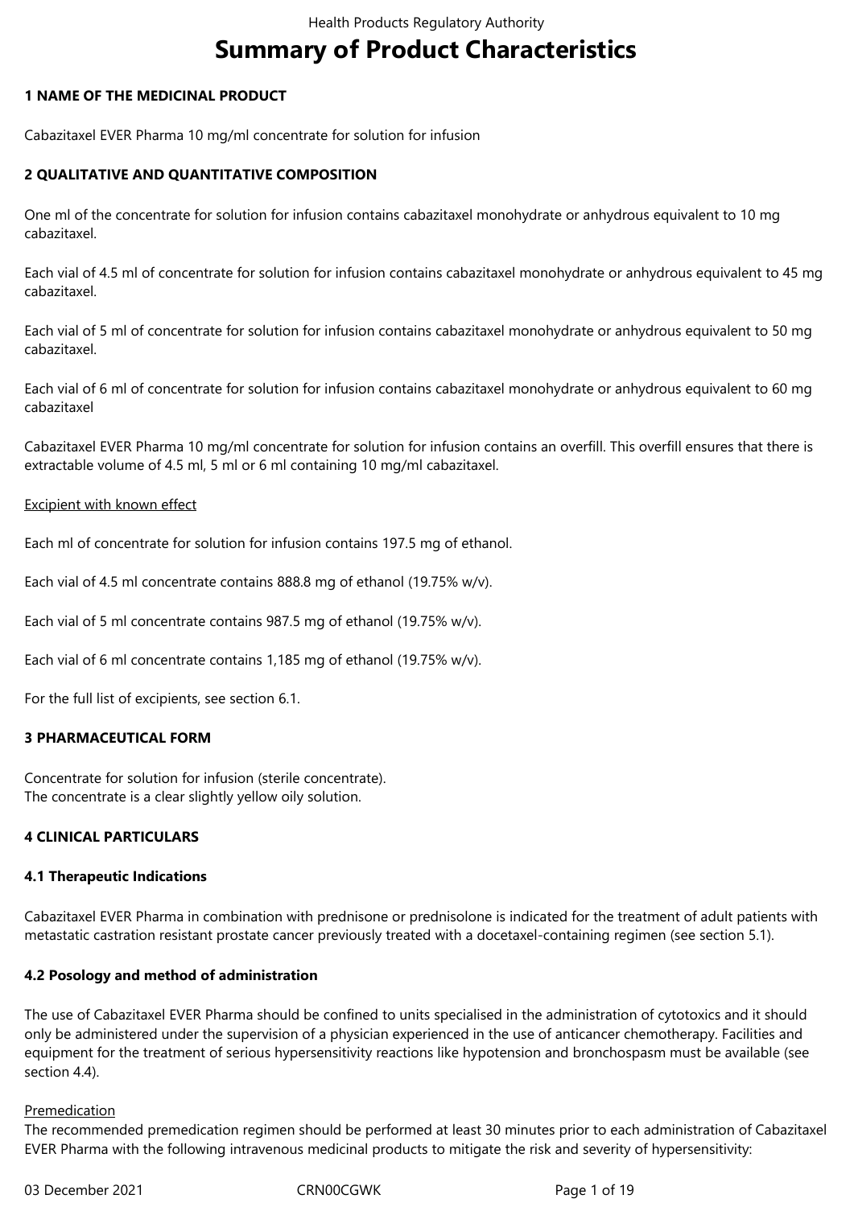# Summary of Product Characteristics

## 1 NAME OF THE MEDICINAL PRODUCT

Cabazitaxel EVER Pharma 10 mg/ml concentrate for solution for infusion

## 2 QUALITATIVE AND QUANTITATIVE COMPOSITION

One ml of the concentrate for solution for infusion contains cabazitaxel monohydrate or anhydrous equivalent to 10 mg cabazitaxel.

Each vial of 4.5 ml of concentrate for solution for infusion contains cabazitaxel monohydrate or anhydrous equivalent to 45 mg cabazitaxel.

Each vial of 5 ml of concentrate for solution for infusion contains cabazitaxel monohydrate or anhydrous equivalent to 50 mg cabazitaxel.

Each vial of 6 ml of concentrate for solution for infusion contains cabazitaxel monohydrate or anhydrous equivalent to 60 mg cabazitaxel

Cabazitaxel EVER Pharma 10 mg/ml concentrate for solution for infusion contains an overfill. This overfill ensures that there is extractable volume of 4.5 ml, 5 ml or 6 ml containing 10 mg/ml cabazitaxel.

<u>Excipient with known effect</u>

Each ml of concentrate for solution for infusion contains 197.5 mg of ethanol.

Each vial of 4.5 ml concentrate contains 888.8 mg of ethanol (19.75% w/v).

Each vial of 5 ml concentrate contains 987.5 mg of ethanol (19.75% w/v).

Each vial of 6 ml concentrate contains 1,185 mg of ethanol (19.75% w/v).

For the full list of excipients, see section 6.1.

## 3 PHARMACEUTICAL FORM

Concentrate for solution for infusion (sterile concentrate).
The concentrate is a clear slightly yellow oily solution.

## 4 CLINICAL PARTICULARS

### 4.1 Therapeutic Indications

Cabazitaxel EVER Pharma in combination with prednisone or prednisolone is indicated for the treatment of adult patients with metastatic castration resistant prostate cancer previously treated with a docetaxel-containing regimen (see section 5.1).

### 4.2 Posology and method of administration

The use of Cabazitaxel EVER Pharma should be confined to units specialised in the administration of cytotoxics and it should only be administered under the supervision of a physician experienced in the use of anticancer chemotherapy. Facilities and equipment for the treatment of serious hypersensitivity reactions like hypotension and bronchospasm must be available (see section 4.4).

<u>Premedication</u>

The recommended premedication regimen should be performed at least 30 minutes prior to each administration of Cabazitaxel EVER Pharma with the following intravenous medicinal products to mitigate the risk and severity of hypersensitivity: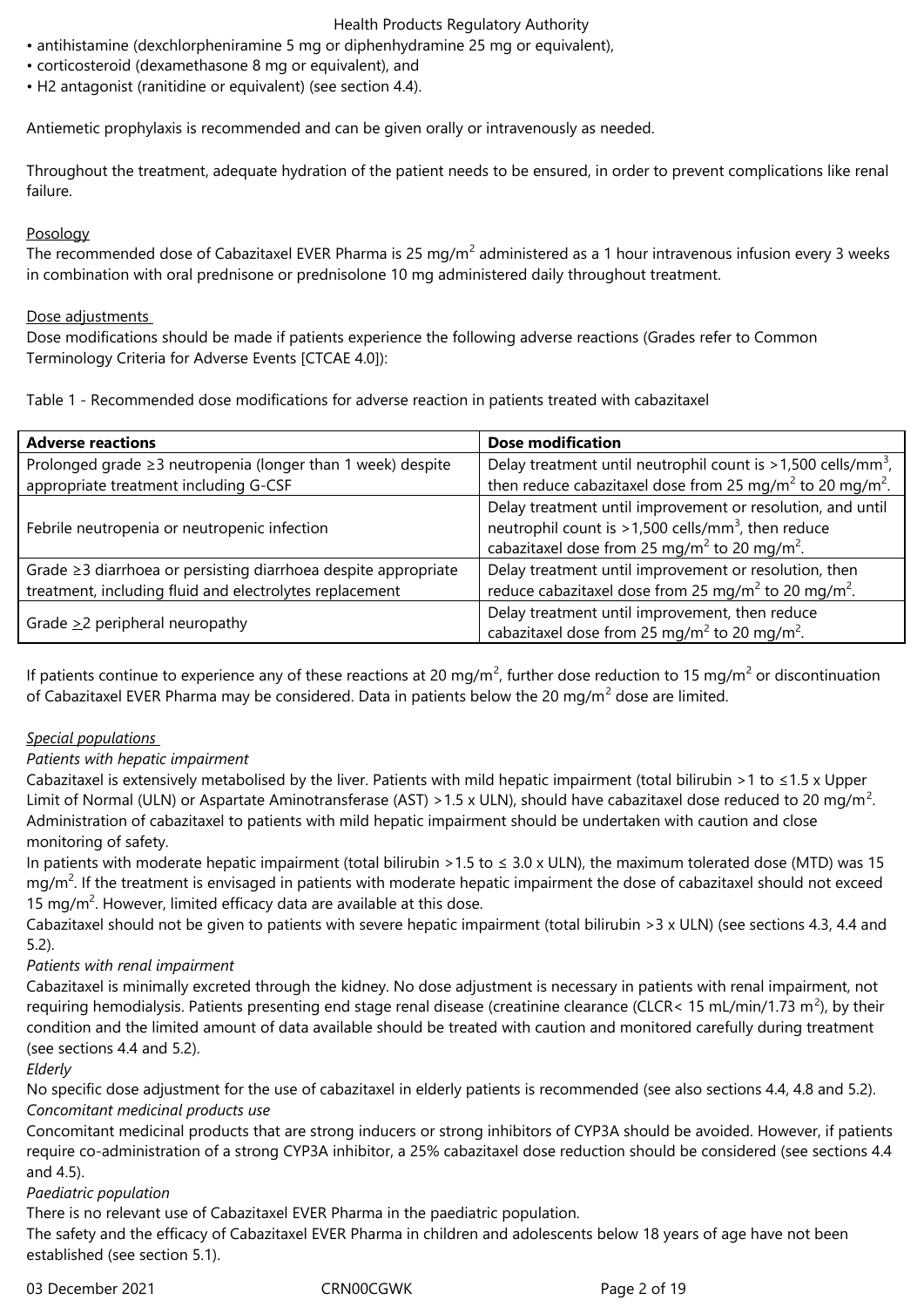• antihistamine (dexchlorpheniramine 5 mg or diphenhydramine 25 mg or equivalent),
• corticosteroid (dexamethasone 8 mg or equivalent), and
• H2 antagonist (ranitidine or equivalent) (see section 4.4).

Antiemetic prophylaxis is recommended and can be given orally or intravenously as needed.

Throughout the treatment, adequate hydration of the patient needs to be ensured, in order to prevent complications like renal failure.

Posology

The recommended dose of Cabazitaxel EVER Pharma is 25 mg/m$^2$ administered as a 1 hour intravenous infusion every 3 weeks in combination with oral prednisone or prednisolone 10 mg administered daily throughout treatment.

Dose adjustments

Dose modifications should be made if patients experience the following adverse reactions (Grades refer to Common Terminology Criteria for Adverse Events [CTCAE 4.0]):

Table 1 - Recommended dose modifications for adverse reaction in patients treated with cabazitaxel

| Adverse reactions | Dose modification |
|---|---|
| Prolonged grade ≥3 neutropenia (longer than 1 week) despite appropriate treatment including G-CSF | Delay treatment until neutrophil count is >1,500 cells/mm$^3$, then reduce cabazitaxel dose from 25 mg/m$^2$ to 20 mg/m$^2$. |
| Febrile neutropenia or neutropenic infection | Delay treatment until improvement or resolution, and until neutrophil count is >1,500 cells/mm$^3$, then reduce cabazitaxel dose from 25 mg/m$^2$ to 20 mg/m$^2$. |
| Grade ≥3 diarrhoea or persisting diarrhoea despite appropriate treatment, including fluid and electrolytes replacement | Delay treatment until improvement or resolution, then reduce cabazitaxel dose from 25 mg/m$^2$ to 20 mg/m$^2$. |
| Grade ≥2 peripheral neuropathy | Delay treatment until improvement, then reduce cabazitaxel dose from 25 mg/m$^2$ to 20 mg/m$^2$. |

If patients continue to experience any of these reactions at 20 mg/m$^2$, further dose reduction to 15 mg/m$^2$ or discontinuation of Cabazitaxel EVER Pharma may be considered. Data in patients below the 20 mg/m$^2$ dose are limited.

*Special populations*

*Patients with hepatic impairment*

Cabazitaxel is extensively metabolised by the liver. Patients with mild hepatic impairment (total bilirubin >1 to ≤1.5 x Upper Limit of Normal (ULN) or Aspartate Aminotransferase (AST) >1.5 x ULN), should have cabazitaxel dose reduced to 20 mg/m$^2$. Administration of cabazitaxel to patients with mild hepatic impairment should be undertaken with caution and close monitoring of safety.

In patients with moderate hepatic impairment (total bilirubin >1.5 to ≤ 3.0 x ULN), the maximum tolerated dose (MTD) was 15 mg/m$^2$. If the treatment is envisaged in patients with moderate hepatic impairment the dose of cabazitaxel should not exceed 15 mg/m$^2$. However, limited efficacy data are available at this dose.

Cabazitaxel should not be given to patients with severe hepatic impairment (total bilirubin >3 x ULN) (see sections 4.3, 4.4 and 5.2).

*Patients with renal impairment*

Cabazitaxel is minimally excreted through the kidney. No dose adjustment is necessary in patients with renal impairment, not requiring hemodialysis. Patients presenting end stage renal disease (creatinine clearance (CLCR< 15 mL/min/1.73 m$^2$), by their condition and the limited amount of data available should be treated with caution and monitored carefully during treatment (see sections 4.4 and 5.2).

*Elderly*

No specific dose adjustment for the use of cabazitaxel in elderly patients is recommended (see also sections 4.4, 4.8 and 5.2).

*Concomitant medicinal products use*

Concomitant medicinal products that are strong inducers or strong inhibitors of CYP3A should be avoided. However, if patients require co-administration of a strong CYP3A inhibitor, a 25% cabazitaxel dose reduction should be considered (see sections 4.4 and 4.5).

*Paediatric population*

There is no relevant use of Cabazitaxel EVER Pharma in the paediatric population.

The safety and the efficacy of Cabazitaxel EVER Pharma in children and adolescents below 18 years of age have not been established (see section 5.1).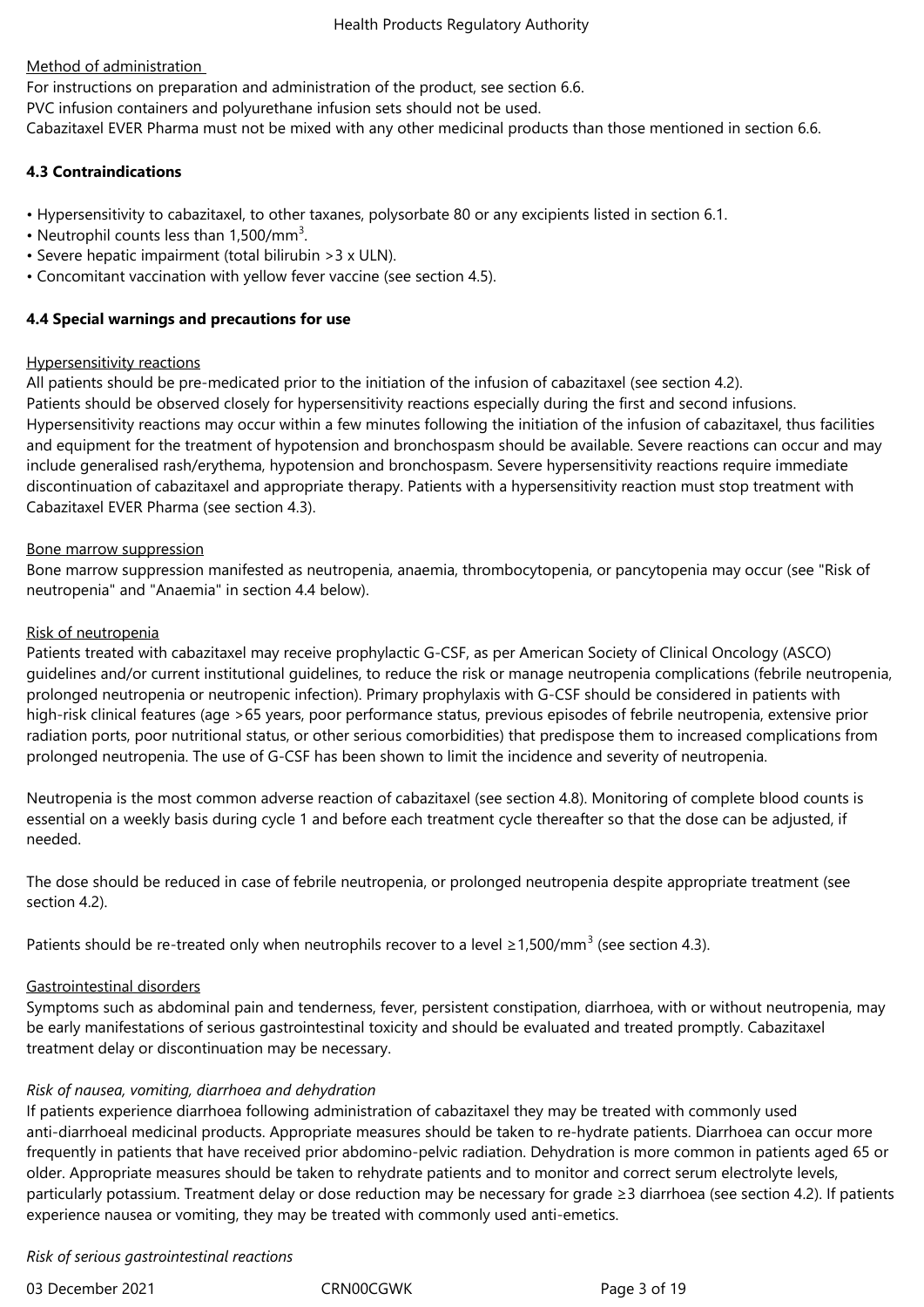Method of administration

For instructions on preparation and administration of the product, see section 6.6.

PVC infusion containers and polyurethane infusion sets should not be used.

Cabazitaxel EVER Pharma must not be mixed with any other medicinal products than those mentioned in section 6.6.

**4.3 Contraindications**

- Hypersensitivity to cabazitaxel, to other taxanes, polysorbate 80 or any excipients listed in section 6.1.
- Neutrophil counts less than 1,500/mm$^3$.
- Severe hepatic impairment (total bilirubin >3 x ULN).
- Concomitant vaccination with yellow fever vaccine (see section 4.5).

**4.4 Special warnings and precautions for use**

Hypersensitivity reactions

All patients should be pre-medicated prior to the initiation of the infusion of cabazitaxel (see section 4.2).

Patients should be observed closely for hypersensitivity reactions especially during the first and second infusions. Hypersensitivity reactions may occur within a few minutes following the initiation of the infusion of cabazitaxel, thus facilities and equipment for the treatment of hypotension and bronchospasm should be available. Severe reactions can occur and may include generalised rash/erythema, hypotension and bronchospasm. Severe hypersensitivity reactions require immediate discontinuation of cabazitaxel and appropriate therapy. Patients with a hypersensitivity reaction must stop treatment with Cabazitaxel EVER Pharma (see section 4.3).

Bone marrow suppression

Bone marrow suppression manifested as neutropenia, anaemia, thrombocytopenia, or pancytopenia may occur (see "Risk of neutropenia" and "Anaemia" in section 4.4 below).

Risk of neutropenia

Patients treated with cabazitaxel may receive prophylactic G-CSF, as per American Society of Clinical Oncology (ASCO) guidelines and/or current institutional guidelines, to reduce the risk or manage neutropenia complications (febrile neutropenia, prolonged neutropenia or neutropenic infection). Primary prophylaxis with G-CSF should be considered in patients with high-risk clinical features (age >65 years, poor performance status, previous episodes of febrile neutropenia, extensive prior radiation ports, poor nutritional status, or other serious comorbidities) that predispose them to increased complications from prolonged neutropenia. The use of G-CSF has been shown to limit the incidence and severity of neutropenia.

Neutropenia is the most common adverse reaction of cabazitaxel (see section 4.8). Monitoring of complete blood counts is essential on a weekly basis during cycle 1 and before each treatment cycle thereafter so that the dose can be adjusted, if needed.

The dose should be reduced in case of febrile neutropenia, or prolonged neutropenia despite appropriate treatment (see section 4.2).

Patients should be re-treated only when neutrophils recover to a level ≥1,500/mm$^3$ (see section 4.3).

Gastrointestinal disorders

Symptoms such as abdominal pain and tenderness, fever, persistent constipation, diarrhoea, with or without neutropenia, may be early manifestations of serious gastrointestinal toxicity and should be evaluated and treated promptly. Cabazitaxel treatment delay or discontinuation may be necessary.

*Risk of nausea, vomiting, diarrhoea and dehydration*

If patients experience diarrhoea following administration of cabazitaxel they may be treated with commonly used anti-diarrhoeal medicinal products. Appropriate measures should be taken to re-hydrate patients. Diarrhoea can occur more frequently in patients that have received prior abdomino-pelvic radiation. Dehydration is more common in patients aged 65 or older. Appropriate measures should be taken to rehydrate patients and to monitor and correct serum electrolyte levels, particularly potassium. Treatment delay or dose reduction may be necessary for grade ≥3 diarrhoea (see section 4.2). If patients experience nausea or vomiting, they may be treated with commonly used anti-emetics.

*Risk of serious gastrointestinal reactions*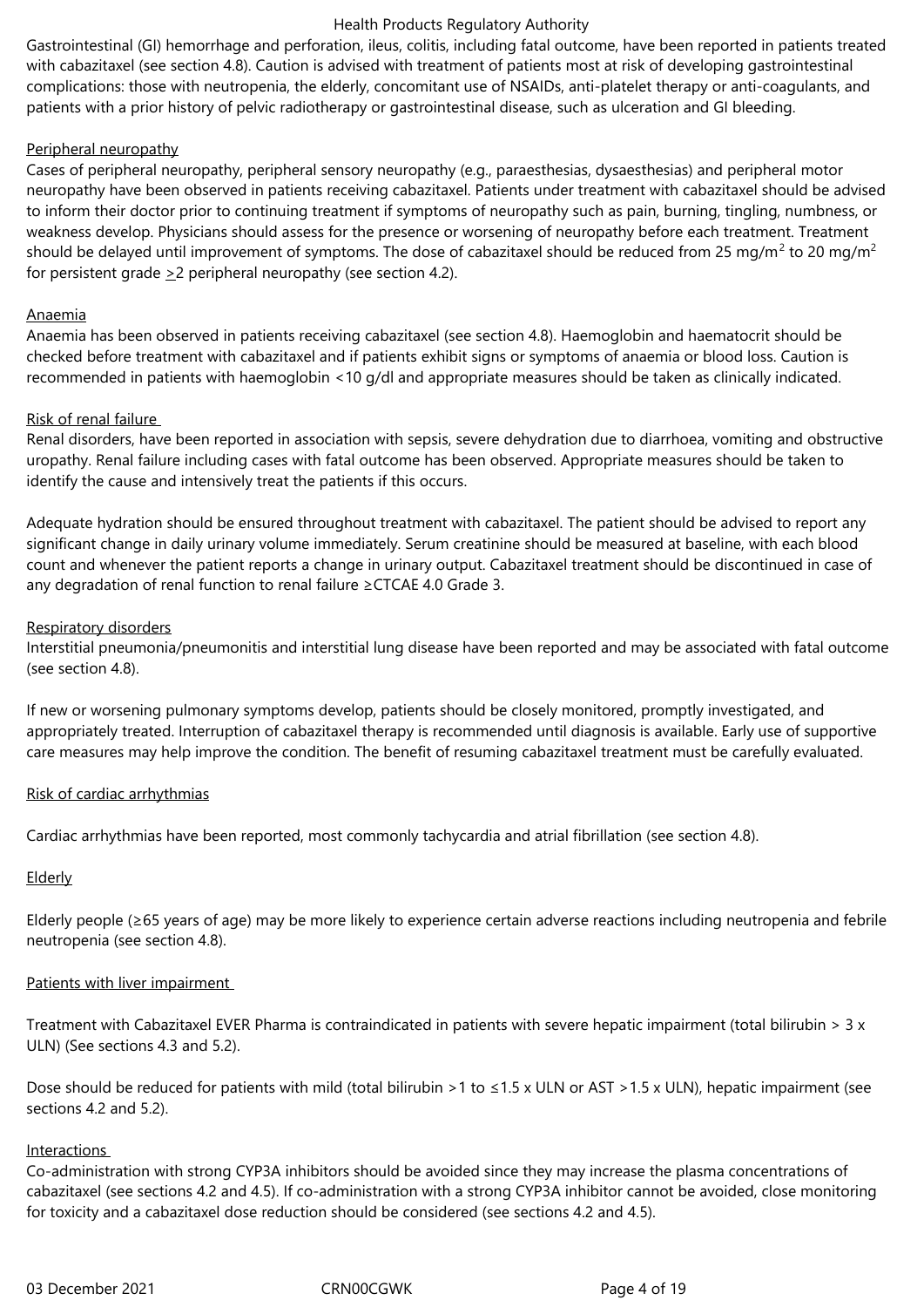Gastrointestinal (GI) hemorrhage and perforation, ileus, colitis, including fatal outcome, have been reported in patients treated with cabazitaxel (see section 4.8). Caution is advised with treatment of patients most at risk of developing gastrointestinal complications: those with neutropenia, the elderly, concomitant use of NSAIDs, anti-platelet therapy or anti-coagulants, and patients with a prior history of pelvic radiotherapy or gastrointestinal disease, such as ulceration and GI bleeding.

Peripheral neuropathy

Cases of peripheral neuropathy, peripheral sensory neuropathy (e.g., paraesthesias, dysaesthesias) and peripheral motor neuropathy have been observed in patients receiving cabazitaxel. Patients under treatment with cabazitaxel should be advised to inform their doctor prior to continuing treatment if symptoms of neuropathy such as pain, burning, tingling, numbness, or weakness develop. Physicians should assess for the presence or worsening of neuropathy before each treatment. Treatment should be delayed until improvement of symptoms. The dose of cabazitaxel should be reduced from 25 mg/m$^2$ to 20 mg/m$^2$ for persistent grade $\geq$2 peripheral neuropathy (see section 4.2).

Anaemia

Anaemia has been observed in patients receiving cabazitaxel (see section 4.8). Haemoglobin and haematocrit should be checked before treatment with cabazitaxel and if patients exhibit signs or symptoms of anaemia or blood loss. Caution is recommended in patients with haemoglobin <10 g/dl and appropriate measures should be taken as clinically indicated.

Risk of renal failure

Renal disorders, have been reported in association with sepsis, severe dehydration due to diarrhoea, vomiting and obstructive uropathy. Renal failure including cases with fatal outcome has been observed. Appropriate measures should be taken to identify the cause and intensively treat the patients if this occurs.

Adequate hydration should be ensured throughout treatment with cabazitaxel. The patient should be advised to report any significant change in daily urinary volume immediately. Serum creatinine should be measured at baseline, with each blood count and whenever the patient reports a change in urinary output. Cabazitaxel treatment should be discontinued in case of any degradation of renal function to renal failure ≥CTCAE 4.0 Grade 3.

Respiratory disorders

Interstitial pneumonia/pneumonitis and interstitial lung disease have been reported and may be associated with fatal outcome (see section 4.8).

If new or worsening pulmonary symptoms develop, patients should be closely monitored, promptly investigated, and appropriately treated. Interruption of cabazitaxel therapy is recommended until diagnosis is available. Early use of supportive care measures may help improve the condition. The benefit of resuming cabazitaxel treatment must be carefully evaluated.

Risk of cardiac arrhythmias

Cardiac arrhythmias have been reported, most commonly tachycardia and atrial fibrillation (see section 4.8).

Elderly

Elderly people (≥65 years of age) may be more likely to experience certain adverse reactions including neutropenia and febrile neutropenia (see section 4.8).

Patients with liver impairment

Treatment with Cabazitaxel EVER Pharma is contraindicated in patients with severe hepatic impairment (total bilirubin > 3 x ULN) (See sections 4.3 and 5.2).

Dose should be reduced for patients with mild (total bilirubin >1 to ≤1.5 x ULN or AST >1.5 x ULN), hepatic impairment (see sections 4.2 and 5.2).

Interactions

Co-administration with strong CYP3A inhibitors should be avoided since they may increase the plasma concentrations of cabazitaxel (see sections 4.2 and 4.5). If co-administration with a strong CYP3A inhibitor cannot be avoided, close monitoring for toxicity and a cabazitaxel dose reduction should be considered (see sections 4.2 and 4.5).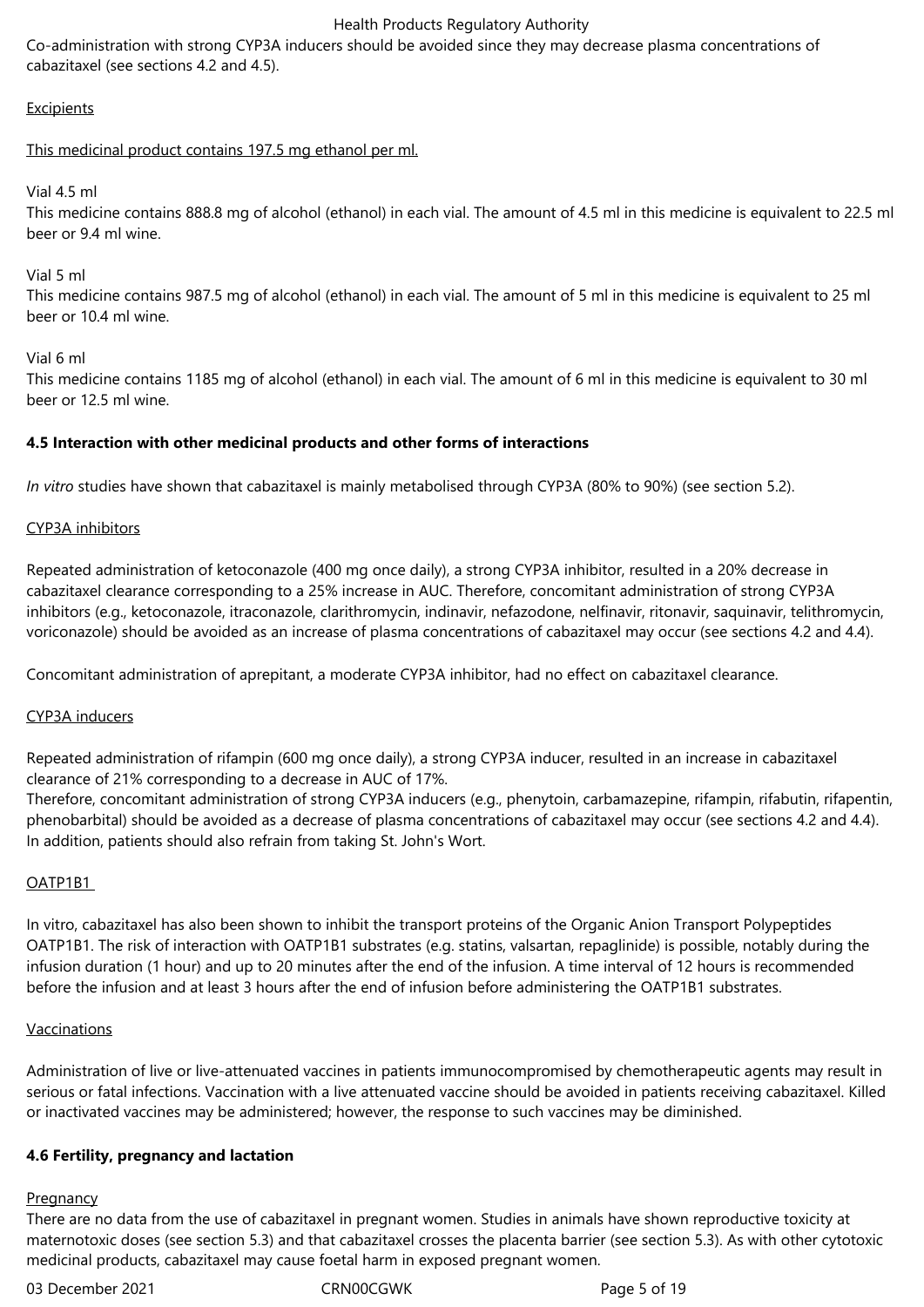Co-administration with strong CYP3A inducers should be avoided since they may decrease plasma concentrations of cabazitaxel (see sections 4.2 and 4.5).

Excipients

This medicinal product contains 197.5 mg ethanol per ml.

Vial 4.5 ml
This medicine contains 888.8 mg of alcohol (ethanol) in each vial. The amount of 4.5 ml in this medicine is equivalent to 22.5 ml beer or 9.4 ml wine.

Vial 5 ml
This medicine contains 987.5 mg of alcohol (ethanol) in each vial. The amount of 5 ml in this medicine is equivalent to 25 ml beer or 10.4 ml wine.

Vial 6 ml
This medicine contains 1185 mg of alcohol (ethanol) in each vial. The amount of 6 ml in this medicine is equivalent to 30 ml beer or 12.5 ml wine.

### 4.5 Interaction with other medicinal products and other forms of interactions

*In vitro* studies have shown that cabazitaxel is mainly metabolised through CYP3A (80% to 90%) (see section 5.2).

CYP3A inhibitors

Repeated administration of ketoconazole (400 mg once daily), a strong CYP3A inhibitor, resulted in a 20% decrease in cabazitaxel clearance corresponding to a 25% increase in AUC. Therefore, concomitant administration of strong CYP3A inhibitors (e.g., ketoconazole, itraconazole, clarithromycin, indinavir, nefazodone, nelfinavir, ritonavir, saquinavir, telithromycin, voriconazole) should be avoided as an increase of plasma concentrations of cabazitaxel may occur (see sections 4.2 and 4.4).

Concomitant administration of aprepitant, a moderate CYP3A inhibitor, had no effect on cabazitaxel clearance.

CYP3A inducers

Repeated administration of rifampin (600 mg once daily), a strong CYP3A inducer, resulted in an increase in cabazitaxel clearance of 21% corresponding to a decrease in AUC of 17%.
Therefore, concomitant administration of strong CYP3A inducers (e.g., phenytoin, carbamazepine, rifampin, rifabutin, rifapentin, phenobarbital) should be avoided as a decrease of plasma concentrations of cabazitaxel may occur (see sections 4.2 and 4.4).
In addition, patients should also refrain from taking St. John's Wort.

OATP1B1

In vitro, cabazitaxel has also been shown to inhibit the transport proteins of the Organic Anion Transport Polypeptides OATP1B1. The risk of interaction with OATP1B1 substrates (e.g. statins, valsartan, repaglinide) is possible, notably during the infusion duration (1 hour) and up to 20 minutes after the end of the infusion. A time interval of 12 hours is recommended before the infusion and at least 3 hours after the end of infusion before administering the OATP1B1 substrates.

Vaccinations

Administration of live or live-attenuated vaccines in patients immunocompromised by chemotherapeutic agents may result in serious or fatal infections. Vaccination with a live attenuated vaccine should be avoided in patients receiving cabazitaxel. Killed or inactivated vaccines may be administered; however, the response to such vaccines may be diminished.

### 4.6 Fertility, pregnancy and lactation

Pregnancy
There are no data from the use of cabazitaxel in pregnant women. Studies in animals have shown reproductive toxicity at maternotoxic doses (see section 5.3) and that cabazitaxel crosses the placenta barrier (see section 5.3). As with other cytotoxic medicinal products, cabazitaxel may cause foetal harm in exposed pregnant women.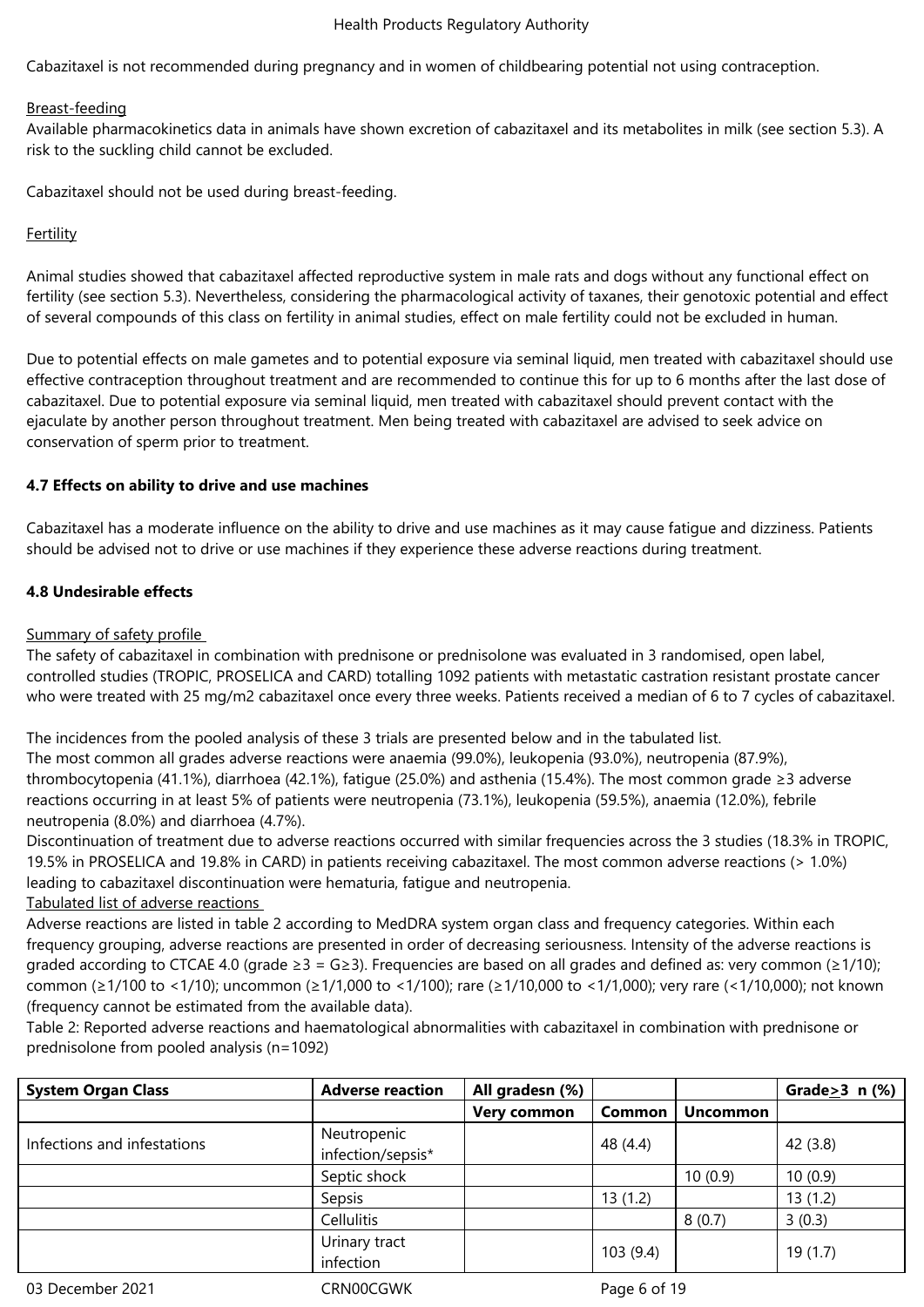Cabazitaxel is not recommended during pregnancy and in women of childbearing potential not using contraception.

Breast-feeding

Available pharmacokinetics data in animals have shown excretion of cabazitaxel and its metabolites in milk (see section 5.3). A risk to the suckling child cannot be excluded.

Cabazitaxel should not be used during breast-feeding.

Fertility

Animal studies showed that cabazitaxel affected reproductive system in male rats and dogs without any functional effect on fertility (see section 5.3). Nevertheless, considering the pharmacological activity of taxanes, their genotoxic potential and effect of several compounds of this class on fertility in animal studies, effect on male fertility could not be excluded in human.

Due to potential effects on male gametes and to potential exposure via seminal liquid, men treated with cabazitaxel should use effective contraception throughout treatment and are recommended to continue this for up to 6 months after the last dose of cabazitaxel. Due to potential exposure via seminal liquid, men treated with cabazitaxel should prevent contact with the ejaculate by another person throughout treatment. Men being treated with cabazitaxel are advised to seek advice on conservation of sperm prior to treatment.

**4.7 Effects on ability to drive and use machines**

Cabazitaxel has a moderate influence on the ability to drive and use machines as it may cause fatigue and dizziness. Patients should be advised not to drive or use machines if they experience these adverse reactions during treatment.

**4.8 Undesirable effects**

Summary of safety profile

The safety of cabazitaxel in combination with prednisone or prednisolone was evaluated in 3 randomised, open label, controlled studies (TROPIC, PROSELICA and CARD) totalling 1092 patients with metastatic castration resistant prostate cancer who were treated with 25 mg/m2 cabazitaxel once every three weeks. Patients received a median of 6 to 7 cycles of cabazitaxel.

The incidences from the pooled analysis of these 3 trials are presented below and in the tabulated list.
The most common all grades adverse reactions were anaemia (99.0%), leukopenia (93.0%), neutropenia (87.9%), thrombocytopenia (41.1%), diarrhoea (42.1%), fatigue (25.0%) and asthenia (15.4%). The most common grade ≥3 adverse reactions occurring in at least 5% of patients were neutropenia (73.1%), leukopenia (59.5%), anaemia (12.0%), febrile neutropenia (8.0%) and diarrhoea (4.7%).
Discontinuation of treatment due to adverse reactions occurred with similar frequencies across the 3 studies (18.3% in TROPIC, 19.5% in PROSELICA and 19.8% in CARD) in patients receiving cabazitaxel. The most common adverse reactions (> 1.0%) leading to cabazitaxel discontinuation were hematuria, fatigue and neutropenia.

Tabulated list of adverse reactions

Adverse reactions are listed in table 2 according to MedDRA system organ class and frequency categories. Within each frequency grouping, adverse reactions are presented in order of decreasing seriousness. Intensity of the adverse reactions is graded according to CTCAE 4.0 (grade ≥3 = G≥3). Frequencies are based on all grades and defined as: very common (≥1/10); common (≥1/100 to <1/10); uncommon (≥1/1,000 to <1/100); rare (≥1/10,000 to <1/1,000); very rare (<1/10,000); not known (frequency cannot be estimated from the available data).
Table 2: Reported adverse reactions and haematological abnormalities with cabazitaxel in combination with prednisone or prednisolone from pooled analysis (n=1092)

| System Organ Class | Adverse reaction | All gradesn (%) | | | Grade≥3 n (%) |
|---|---|---|---|---|---|
| | | Very common | Common | Uncommon | |
| Infections and infestations | Neutropenic infection/sepsis* | | 48 (4.4) | | 42 (3.8) |
| | Septic shock | | | 10 (0.9) | 10 (0.9) |
| | Sepsis | | 13 (1.2) | | 13 (1.2) |
| | Cellulitis | | | 8 (0.7) | 3 (0.3) |
| | Urinary tract infection | | 103 (9.4) | | 19 (1.7) |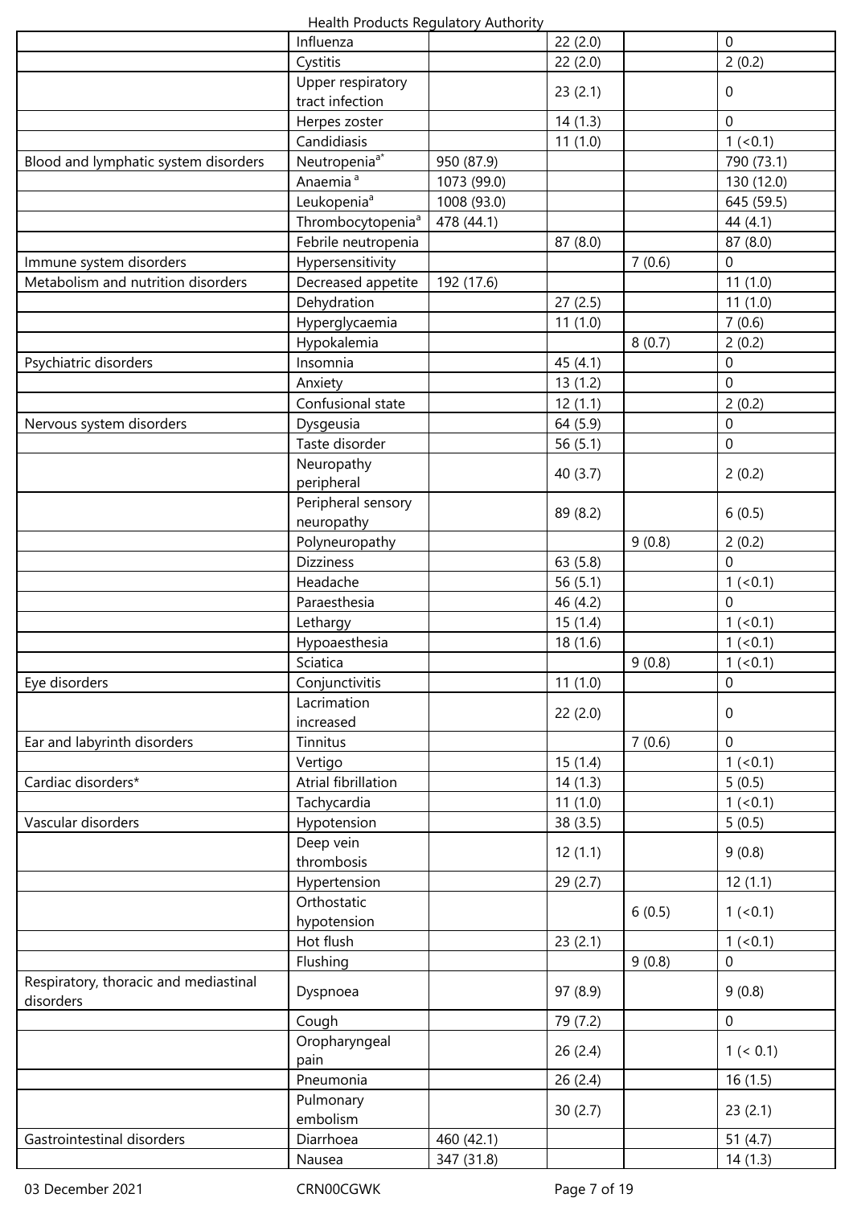| | | | | | |
|---|---|---|---|---|---|
| | Influenza | | 22 (2.0) | | 0 |
| | Cystitis | | 22 (2.0) | | 2 (0.2) |
| | Upper respiratory tract infection | | 23 (2.1) | | 0 |
| | Herpes zoster | | 14 (1.3) | | 0 |
| | Candidiasis | | 11 (1.0) | | 1 (<0.1) |
| Blood and lymphatic system disorders | Neutropenia[a*] | 950 (87.9) | | | 790 (73.1) |
| | Anaemia [a] | 1073 (99.0) | | | 130 (12.0) |
| | Leukopenia[a] | 1008 (93.0) | | | 645 (59.5) |
| | Thrombocytopenia[a] | 478 (44.1) | | | 44 (4.1) |
| | Febrile neutropenia | | 87 (8.0) | | 87 (8.0) |
| Immune system disorders | Hypersensitivity | | | 7 (0.6) | 0 |
| Metabolism and nutrition disorders | Decreased appetite | 192 (17.6) | | | 11 (1.0) |
| | Dehydration | | 27 (2.5) | | 11 (1.0) |
| | Hyperglycaemia | | 11 (1.0) | | 7 (0.6) |
| | Hypokalemia | | | 8 (0.7) | 2 (0.2) |
| Psychiatric disorders | Insomnia | | 45 (4.1) | | 0 |
| | Anxiety | | 13 (1.2) | | 0 |
| | Confusional state | | 12 (1.1) | | 2 (0.2) |
| Nervous system disorders | Dysgeusia | | 64 (5.9) | | 0 |
| | Taste disorder | | 56 (5.1) | | 0 |
| | Neuropathy peripheral | | 40 (3.7) | | 2 (0.2) |
| | Peripheral sensory neuropathy | | 89 (8.2) | | 6 (0.5) |
| | Polyneuropathy | | | 9 (0.8) | 2 (0.2) |
| | Dizziness | | 63 (5.8) | | 0 |
| | Headache | | 56 (5.1) | | 1 (<0.1) |
| | Paraesthesia | | 46 (4.2) | | 0 |
| | Lethargy | | 15 (1.4) | | 1 (<0.1) |
| | Hypoaesthesia | | 18 (1.6) | | 1 (<0.1) |
| | Sciatica | | | 9 (0.8) | 1 (<0.1) |
| Eye disorders | Conjunctivitis | | 11 (1.0) | | 0 |
| | Lacrimation increased | | 22 (2.0) | | 0 |
| Ear and labyrinth disorders | Tinnitus | | | 7 (0.6) | 0 |
| | Vertigo | | 15 (1.4) | | 1 (<0.1) |
| Cardiac disorders* | Atrial fibrillation | | 14 (1.3) | | 5 (0.5) |
| | Tachycardia | | 11 (1.0) | | 1 (<0.1) |
| Vascular disorders | Hypotension | | 38 (3.5) | | 5 (0.5) |
| | Deep vein thrombosis | | 12 (1.1) | | 9 (0.8) |
| | Hypertension | | 29 (2.7) | | 12 (1.1) |
| | Orthostatic hypotension | | | 6 (0.5) | 1 (<0.1) |
| | Hot flush | | 23 (2.1) | | 1 (<0.1) |
| | Flushing | | | 9 (0.8) | 0 |
| Respiratory, thoracic and mediastinal disorders | Dyspnoea | | 97 (8.9) | | 9 (0.8) |
| | Cough | | 79 (7.2) | | 0 |
| | Oropharyngeal pain | | 26 (2.4) | | 1 (< 0.1) |
| | Pneumonia | | 26 (2.4) | | 16 (1.5) |
| | Pulmonary embolism | | 30 (2.7) | | 23 (2.1) |
| Gastrointestinal disorders | Diarrhoea | 460 (42.1) | | | 51 (4.7) |
| | Nausea | 347 (31.8) | | | 14 (1.3) |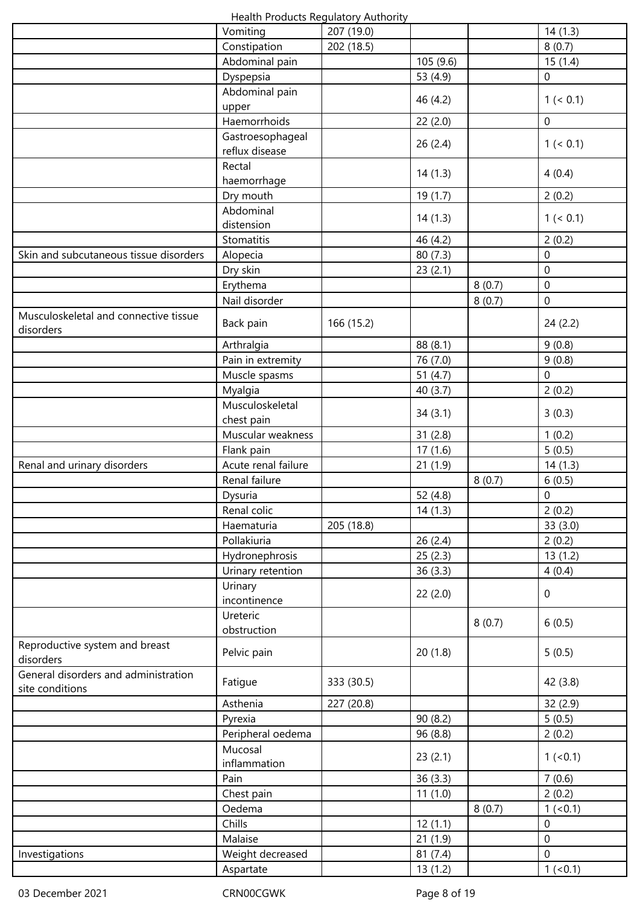| | | | | | |
|---|---|---|---|---|---|
| | Vomiting | 207 (19.0) | | | 14 (1.3) |
| | Constipation | 202 (18.5) | | | 8 (0.7) |
| | Abdominal pain | | 105 (9.6) | | 15 (1.4) |
| | Dyspepsia | | 53 (4.9) | | 0 |
| | Abdominal pain upper | | 46 (4.2) | | 1 (< 0.1) |
| | Haemorrhoids | | 22 (2.0) | | 0 |
| | Gastroesophageal reflux disease | | 26 (2.4) | | 1 (< 0.1) |
| | Rectal haemorrhage | | 14 (1.3) | | 4 (0.4) |
| | Dry mouth | | 19 (1.7) | | 2 (0.2) |
| | Abdominal distension | | 14 (1.3) | | 1 (< 0.1) |
| | Stomatitis | | 46 (4.2) | | 2 (0.2) |
| Skin and subcutaneous tissue disorders | Alopecia | | 80 (7.3) | | 0 |
| | Dry skin | | 23 (2.1) | | 0 |
| | Erythema | | | 8 (0.7) | 0 |
| | Nail disorder | | | 8 (0.7) | 0 |
| Musculoskeletal and connective tissue disorders | Back pain | 166 (15.2) | | | 24 (2.2) |
| | Arthralgia | | 88 (8.1) | | 9 (0.8) |
| | Pain in extremity | | 76 (7.0) | | 9 (0.8) |
| | Muscle spasms | | 51 (4.7) | | 0 |
| | Myalgia | | 40 (3.7) | | 2 (0.2) |
| | Musculoskeletal chest pain | | 34 (3.1) | | 3 (0.3) |
| | Muscular weakness | | 31 (2.8) | | 1 (0.2) |
| | Flank pain | | 17 (1.6) | | 5 (0.5) |
| Renal and urinary disorders | Acute renal failure | | 21 (1.9) | | 14 (1.3) |
| | Renal failure | | | 8 (0.7) | 6 (0.5) |
| | Dysuria | | 52 (4.8) | | 0 |
| | Renal colic | | 14 (1.3) | | 2 (0.2) |
| | Haematuria | 205 (18.8) | | | 33 (3.0) |
| | Pollakiuria | | 26 (2.4) | | 2 (0.2) |
| | Hydronephrosis | | 25 (2.3) | | 13 (1.2) |
| | Urinary retention | | 36 (3.3) | | 4 (0.4) |
| | Urinary incontinence | | 22 (2.0) | | 0 |
| | Ureteric obstruction | | | 8 (0.7) | 6 (0.5) |
| Reproductive system and breast disorders | Pelvic pain | | 20 (1.8) | | 5 (0.5) |
| General disorders and administration site conditions | Fatigue | 333 (30.5) | | | 42 (3.8) |
| | Asthenia | 227 (20.8) | | | 32 (2.9) |
| | Pyrexia | | 90 (8.2) | | 5 (0.5) |
| | Peripheral oedema | | 96 (8.8) | | 2 (0.2) |
| | Mucosal inflammation | | 23 (2.1) | | 1 (<0.1) |
| | Pain | | 36 (3.3) | | 7 (0.6) |
| | Chest pain | | 11 (1.0) | | 2 (0.2) |
| | Oedema | | | 8 (0.7) | 1 (<0.1) |
| | Chills | | 12 (1.1) | | 0 |
| | Malaise | | 21 (1.9) | | 0 |
| Investigations | Weight decreased | | 81 (7.4) | | 0 |
| | Aspartate | | 13 (1.2) | | 1 (<0.1) |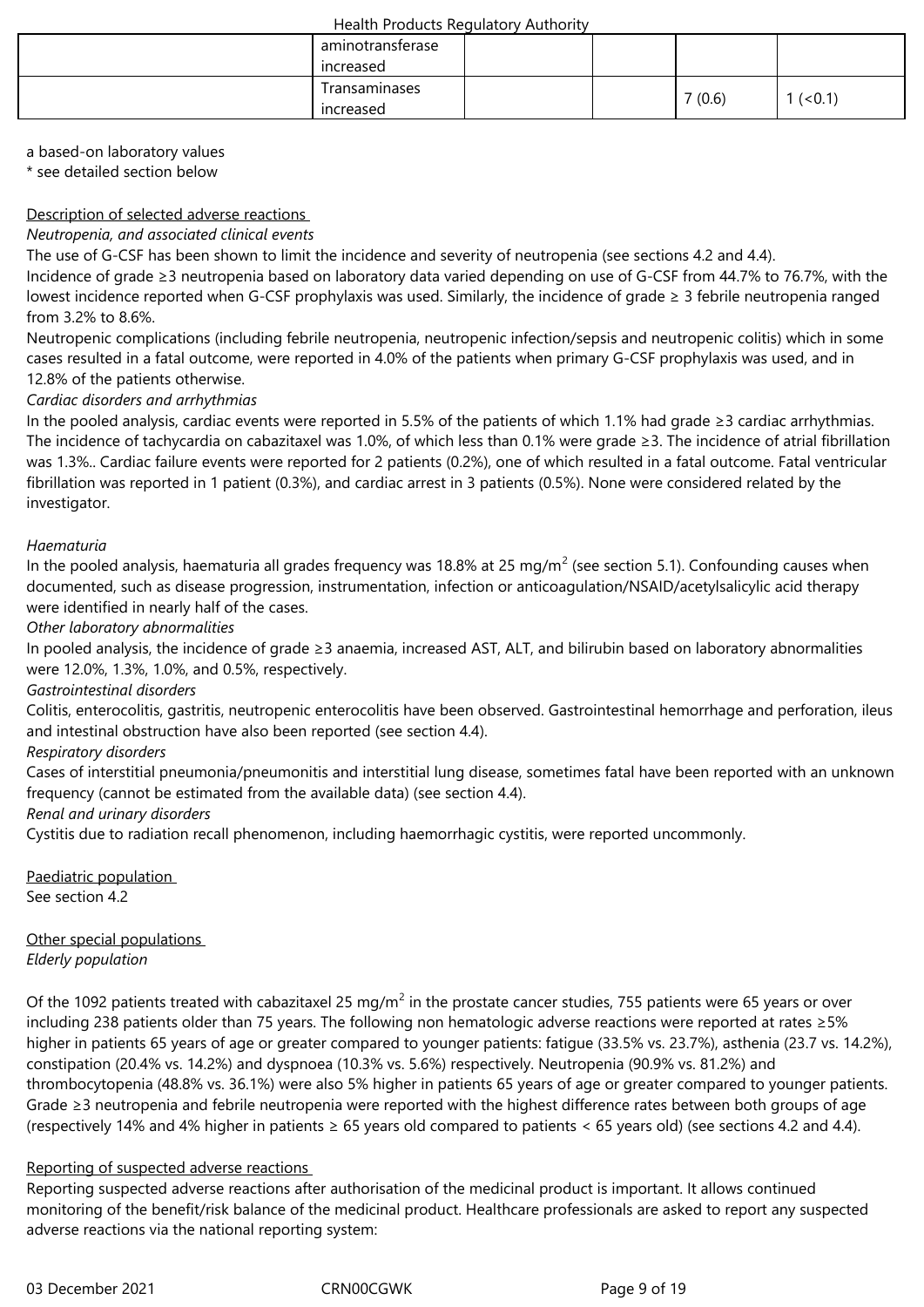|  | aminotransferase increased |  |  |  |  |
|---|---|---|---|---|---|
|  | Transaminases increased |  |  | 7 (0.6) | 1 (<0.1) |

a based-on laboratory values
\* see detailed section below

Description of selected adverse reactions

*Neutropenia, and associated clinical events*

The use of G-CSF has been shown to limit the incidence and severity of neutropenia (see sections 4.2 and 4.4).
Incidence of grade ≥3 neutropenia based on laboratory data varied depending on use of G-CSF from 44.7% to 76.7%, with the lowest incidence reported when G-CSF prophylaxis was used. Similarly, the incidence of grade ≥ 3 febrile neutropenia ranged from 3.2% to 8.6%.
Neutropenic complications (including febrile neutropenia, neutropenic infection/sepsis and neutropenic colitis) which in some cases resulted in a fatal outcome, were reported in 4.0% of the patients when primary G-CSF prophylaxis was used, and in 12.8% of the patients otherwise.

*Cardiac disorders and arrhythmias*

In the pooled analysis, cardiac events were reported in 5.5% of the patients of which 1.1% had grade ≥3 cardiac arrhythmias. The incidence of tachycardia on cabazitaxel was 1.0%, of which less than 0.1% were grade ≥3. The incidence of atrial fibrillation was 1.3%.. Cardiac failure events were reported for 2 patients (0.2%), one of which resulted in a fatal outcome. Fatal ventricular fibrillation was reported in 1 patient (0.3%), and cardiac arrest in 3 patients (0.5%). None were considered related by the investigator.

*Haematuria*

In the pooled analysis, haematuria all grades frequency was 18.8% at 25 mg/m$^2$ (see section 5.1). Confounding causes when documented, such as disease progression, instrumentation, infection or anticoagulation/NSAID/acetylsalicylic acid therapy were identified in nearly half of the cases.

*Other laboratory abnormalities*

In pooled analysis, the incidence of grade ≥3 anaemia, increased AST, ALT, and bilirubin based on laboratory abnormalities were 12.0%, 1.3%, 1.0%, and 0.5%, respectively.

*Gastrointestinal disorders*

Colitis, enterocolitis, gastritis, neutropenic enterocolitis have been observed. Gastrointestinal hemorrhage and perforation, ileus and intestinal obstruction have also been reported (see section 4.4).

*Respiratory disorders*

Cases of interstitial pneumonia/pneumonitis and interstitial lung disease, sometimes fatal have been reported with an unknown frequency (cannot be estimated from the available data) (see section 4.4).

*Renal and urinary disorders*

Cystitis due to radiation recall phenomenon, including haemorrhagic cystitis, were reported uncommonly.

Paediatric population

See section 4.2

Other special populations

*Elderly population*

Of the 1092 patients treated with cabazitaxel 25 mg/m$^2$ in the prostate cancer studies, 755 patients were 65 years or over including 238 patients older than 75 years. The following non hematologic adverse reactions were reported at rates ≥5% higher in patients 65 years of age or greater compared to younger patients: fatigue (33.5% vs. 23.7%), asthenia (23.7 vs. 14.2%), constipation (20.4% vs. 14.2%) and dyspnoea (10.3% vs. 5.6%) respectively. Neutropenia (90.9% vs. 81.2%) and thrombocytopenia (48.8% vs. 36.1%) were also 5% higher in patients 65 years of age or greater compared to younger patients. Grade ≥3 neutropenia and febrile neutropenia were reported with the highest difference rates between both groups of age (respectively 14% and 4% higher in patients ≥ 65 years old compared to patients < 65 years old) (see sections 4.2 and 4.4).

Reporting of suspected adverse reactions

Reporting suspected adverse reactions after authorisation of the medicinal product is important. It allows continued monitoring of the benefit/risk balance of the medicinal product. Healthcare professionals are asked to report any suspected adverse reactions via the national reporting system: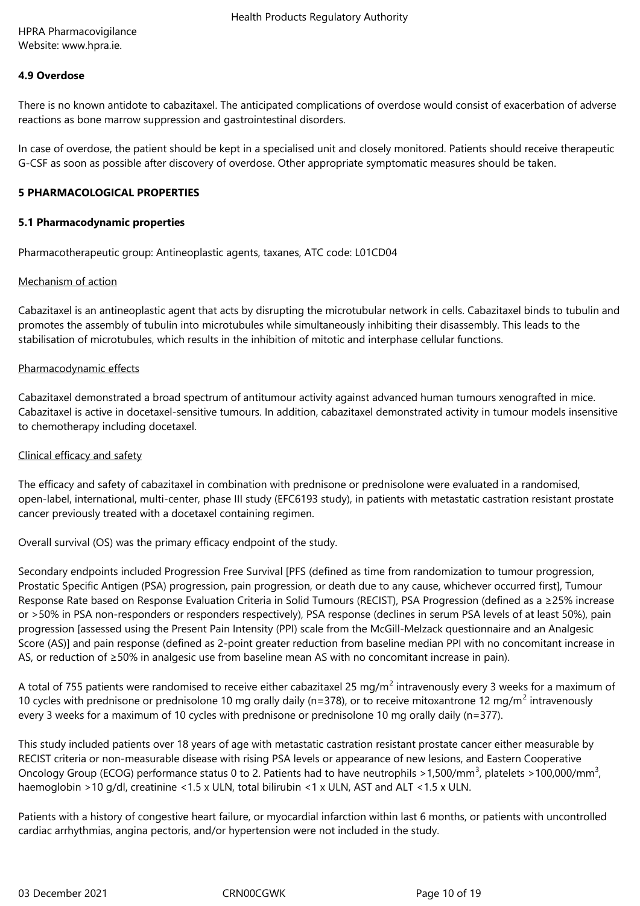HPRA Pharmacovigilance
Website: www.hpra.ie.

**4.9 Overdose**

There is no known antidote to cabazitaxel. The anticipated complications of overdose would consist of exacerbation of adverse reactions as bone marrow suppression and gastrointestinal disorders.

In case of overdose, the patient should be kept in a specialised unit and closely monitored. Patients should receive therapeutic G-CSF as soon as possible after discovery of overdose. Other appropriate symptomatic measures should be taken.

## 5 PHARMACOLOGICAL PROPERTIES

### 5.1 Pharmacodynamic properties

Pharmacotherapeutic group: Antineoplastic agents, taxanes, ATC code: L01CD04

Mechanism of action

Cabazitaxel is an antineoplastic agent that acts by disrupting the microtubular network in cells. Cabazitaxel binds to tubulin and promotes the assembly of tubulin into microtubules while simultaneously inhibiting their disassembly. This leads to the stabilisation of microtubules, which results in the inhibition of mitotic and interphase cellular functions.

Pharmacodynamic effects

Cabazitaxel demonstrated a broad spectrum of antitumour activity against advanced human tumours xenografted in mice. Cabazitaxel is active in docetaxel-sensitive tumours. In addition, cabazitaxel demonstrated activity in tumour models insensitive to chemotherapy including docetaxel.

Clinical efficacy and safety

The efficacy and safety of cabazitaxel in combination with prednisone or prednisolone were evaluated in a randomised, open-label, international, multi-center, phase III study (EFC6193 study), in patients with metastatic castration resistant prostate cancer previously treated with a docetaxel containing regimen.

Overall survival (OS) was the primary efficacy endpoint of the study.

Secondary endpoints included Progression Free Survival [PFS (defined as time from randomization to tumour progression, Prostatic Specific Antigen (PSA) progression, pain progression, or death due to any cause, whichever occurred first], Tumour Response Rate based on Response Evaluation Criteria in Solid Tumours (RECIST), PSA Progression (defined as a ≥25% increase or >50% in PSA non-responders or responders respectively), PSA response (declines in serum PSA levels of at least 50%), pain progression [assessed using the Present Pain Intensity (PPI) scale from the McGill-Melzack questionnaire and an Analgesic Score (AS)] and pain response (defined as 2-point greater reduction from baseline median PPI with no concomitant increase in AS, or reduction of ≥50% in analgesic use from baseline mean AS with no concomitant increase in pain).

A total of 755 patients were randomised to receive either cabazitaxel 25 mg/m$^2$ intravenously every 3 weeks for a maximum of 10 cycles with prednisone or prednisolone 10 mg orally daily (n=378), or to receive mitoxantrone 12 mg/m$^2$ intravenously every 3 weeks for a maximum of 10 cycles with prednisone or prednisolone 10 mg orally daily (n=377).

This study included patients over 18 years of age with metastatic castration resistant prostate cancer either measurable by RECIST criteria or non-measurable disease with rising PSA levels or appearance of new lesions, and Eastern Cooperative Oncology Group (ECOG) performance status 0 to 2. Patients had to have neutrophils >1,500/mm$^3$, platelets >100,000/mm$^3$, haemoglobin >10 g/dl, creatinine <1.5 x ULN, total bilirubin <1 x ULN, AST and ALT <1.5 x ULN.

Patients with a history of congestive heart failure, or myocardial infarction within last 6 months, or patients with uncontrolled cardiac arrhythmias, angina pectoris, and/or hypertension were not included in the study.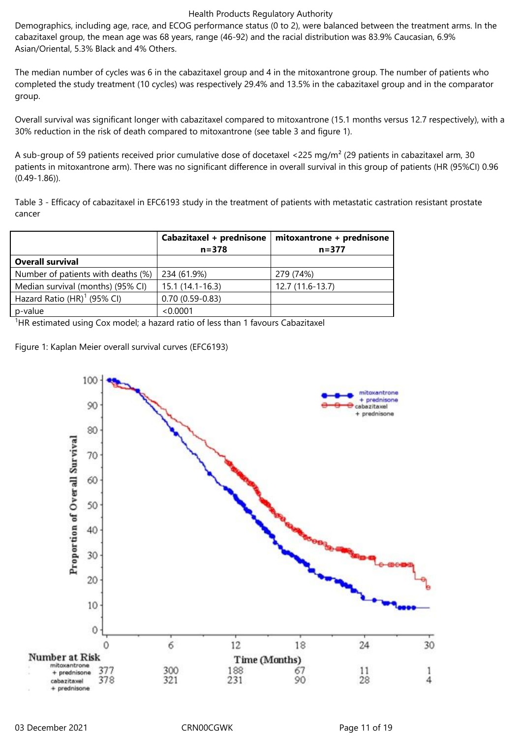Demographics, including age, race, and ECOG performance status (0 to 2), were balanced between the treatment arms. In the cabazitaxel group, the mean age was 68 years, range (46-92) and the racial distribution was 83.9% Caucasian, 6.9% Asian/Oriental, 5.3% Black and 4% Others.

The median number of cycles was 6 in the cabazitaxel group and 4 in the mitoxantrone group. The number of patients who completed the study treatment (10 cycles) was respectively 29.4% and 13.5% in the cabazitaxel group and in the comparator group.

Overall survival was significant longer with cabazitaxel compared to mitoxantrone (15.1 months versus 12.7 respectively), with a 30% reduction in the risk of death compared to mitoxantrone (see table 3 and figure 1).

A sub-group of 59 patients received prior cumulative dose of docetaxel <225 mg/m² (29 patients in cabazitaxel arm, 30 patients in mitoxantrone arm). There was no significant difference in overall survival in this group of patients (HR (95%CI) 0.96 (0.49-1.86)).

Table 3 - Efficacy of cabazitaxel in EFC6193 study in the treatment of patients with metastatic castration resistant prostate cancer

| | Cabazitaxel + prednisone n=378 | mitoxantrone + prednisone n=377 |
|---|---|---|
| **Overall survival** | | |
| Number of patients with deaths (%) | 234 (61.9%) | 279 (74%) |
| Median survival (months) (95% CI) | 15.1 (14.1-16.3) | 12.7 (11.6-13.7) |
| Hazard Ratio (HR)[1] (95% CI) | 0.70 (0.59-0.83) | |
| p-value | <0.0001 | |

[1]HR estimated using Cox model; a hazard ratio of less than 1 favours Cabazitaxel

Figure 1: Kaplan Meier overall survival curves (EFC6193)

**Number at Risk**

| Time (Months) | 0 | 6 | 12 | 18 | 24 | 30 |
|---|---|---|---|---|---|---|
| mitoxantrone + prednisone | 377 | 300 | 188 | 67 | 11 | 1 |
| cabazitaxel + prednisone | 378 | 321 | 231 | 90 | 28 | 4 |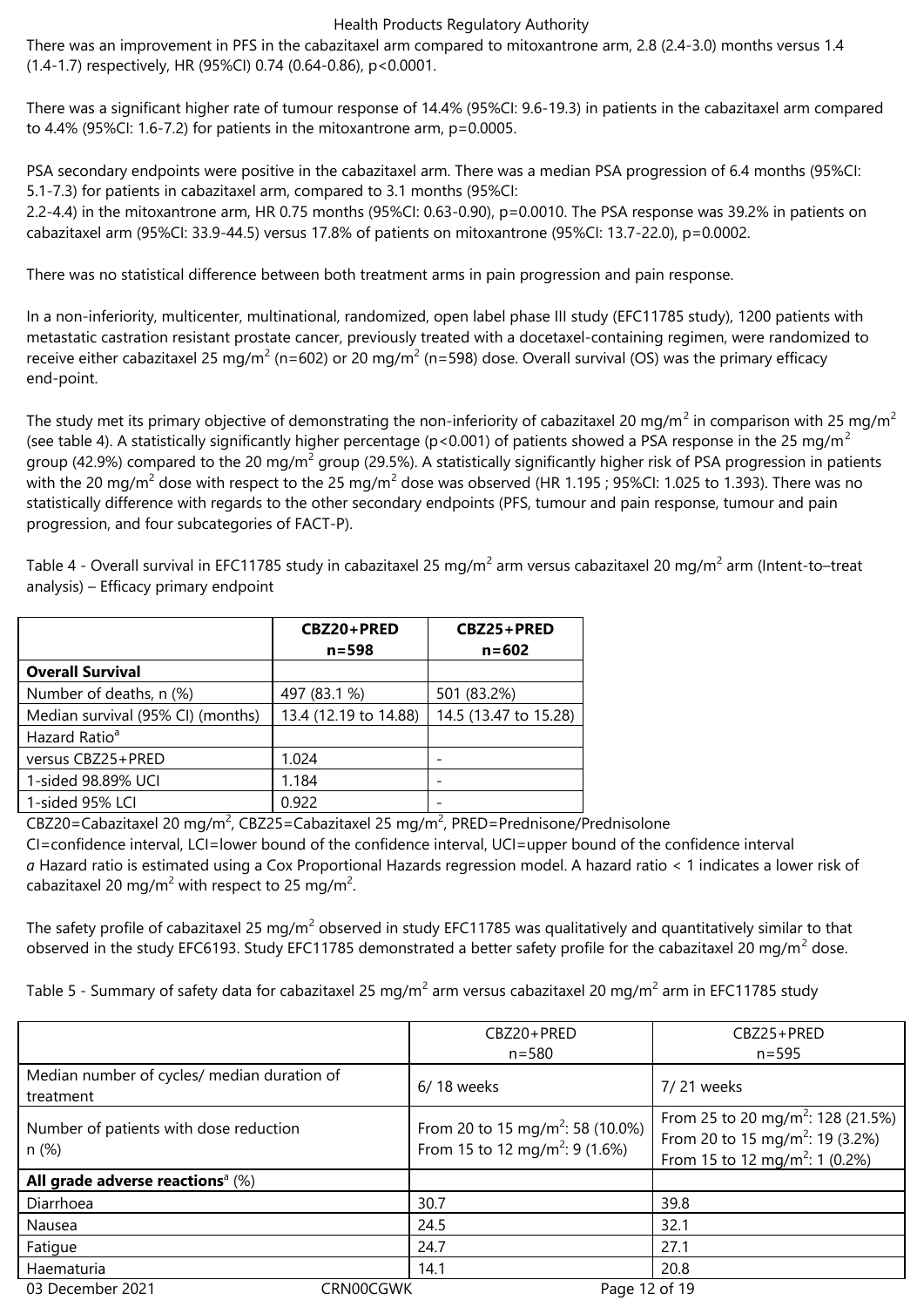There was an improvement in PFS in the cabazitaxel arm compared to mitoxantrone arm, 2.8 (2.4-3.0) months versus 1.4 (1.4-1.7) respectively, HR (95%CI) 0.74 (0.64-0.86), p<0.0001.

There was a significant higher rate of tumour response of 14.4% (95%CI: 9.6-19.3) in patients in the cabazitaxel arm compared to 4.4% (95%CI: 1.6-7.2) for patients in the mitoxantrone arm, p=0.0005.

PSA secondary endpoints were positive in the cabazitaxel arm. There was a median PSA progression of 6.4 months (95%CI: 5.1-7.3) for patients in cabazitaxel arm, compared to 3.1 months (95%CI: 2.2-4.4) in the mitoxantrone arm, HR 0.75 months (95%CI: 0.63-0.90), p=0.0010. The PSA response was 39.2% in patients on cabazitaxel arm (95%CI: 33.9-44.5) versus 17.8% of patients on mitoxantrone (95%CI: 13.7-22.0), p=0.0002.

There was no statistical difference between both treatment arms in pain progression and pain response.

In a non-inferiority, multicenter, multinational, randomized, open label phase III study (EFC11785 study), 1200 patients with metastatic castration resistant prostate cancer, previously treated with a docetaxel-containing regimen, were randomized to receive either cabazitaxel 25 mg/m$^2$ (n=602) or 20 mg/m$^2$ (n=598) dose. Overall survival (OS) was the primary efficacy end-point.

The study met its primary objective of demonstrating the non-inferiority of cabazitaxel 20 mg/m$^2$ in comparison with 25 mg/m$^2$ (see table 4). A statistically significantly higher percentage (p<0.001) of patients showed a PSA response in the 25 mg/m$^2$ group (42.9%) compared to the 20 mg/m$^2$ group (29.5%). A statistically significantly higher risk of PSA progression in patients with the 20 mg/m$^2$ dose with respect to the 25 mg/m$^2$ dose was observed (HR 1.195 ; 95%CI: 1.025 to 1.393). There was no statistically difference with regards to the other secondary endpoints (PFS, tumour and pain response, tumour and pain progression, and four subcategories of FACT-P).

Table 4 - Overall survival in EFC11785 study in cabazitaxel 25 mg/m$^2$ arm versus cabazitaxel 20 mg/m$^2$ arm (Intent-to–treat analysis) – Efficacy primary endpoint

| | **CBZ20+PRED n=598** | **CBZ25+PRED n=602** |
|---|---|---|
| **Overall Survival** | | |
| Number of deaths, n (%) | 497 (83.1 %) | 501 (83.2%) |
| Median survival (95% CI) (months) | 13.4 (12.19 to 14.88) | 14.5 (13.47 to 15.28) |
| Hazard Ratio[a] | | |
| versus CBZ25+PRED | 1.024 | - |
| 1-sided 98.89% UCI | 1.184 | - |
| 1-sided 95% LCI | 0.922 | - |

CBZ20=Cabazitaxel 20 mg/m$^2$, CBZ25=Cabazitaxel 25 mg/m$^2$, PRED=Prednisone/Prednisolone
CI=confidence interval, LCI=lower bound of the confidence interval, UCI=upper bound of the confidence interval
*a* Hazard ratio is estimated using a Cox Proportional Hazards regression model. A hazard ratio < 1 indicates a lower risk of cabazitaxel 20 mg/m$^2$ with respect to 25 mg/m$^2$.

The safety profile of cabazitaxel 25 mg/m$^2$ observed in study EFC11785 was qualitatively and quantitatively similar to that observed in the study EFC6193. Study EFC11785 demonstrated a better safety profile for the cabazitaxel 20 mg/m$^2$ dose.

Table 5 - Summary of safety data for cabazitaxel 25 mg/m$^2$ arm versus cabazitaxel 20 mg/m$^2$ arm in EFC11785 study

| | CBZ20+PRED n=580 | CBZ25+PRED n=595 |
|---|---|---|
| Median number of cycles/ median duration of treatment | 6/ 18 weeks | 7/ 21 weeks |
| Number of patients with dose reduction n (%) | From 20 to 15 mg/m$^2$: 58 (10.0%)<br>From 15 to 12 mg/m$^2$: 9 (1.6%) | From 25 to 20 mg/m$^2$: 128 (21.5%)<br>From 20 to 15 mg/m$^2$: 19 (3.2%)<br>From 15 to 12 mg/m$^2$: 1 (0.2%) |
| **All grade adverse reactions**[a] (%) | | |
| Diarrhoea | 30.7 | 39.8 |
| Nausea | 24.5 | 32.1 |
| Fatigue | 24.7 | 27.1 |
| Haematuria | 14.1 | 20.8 |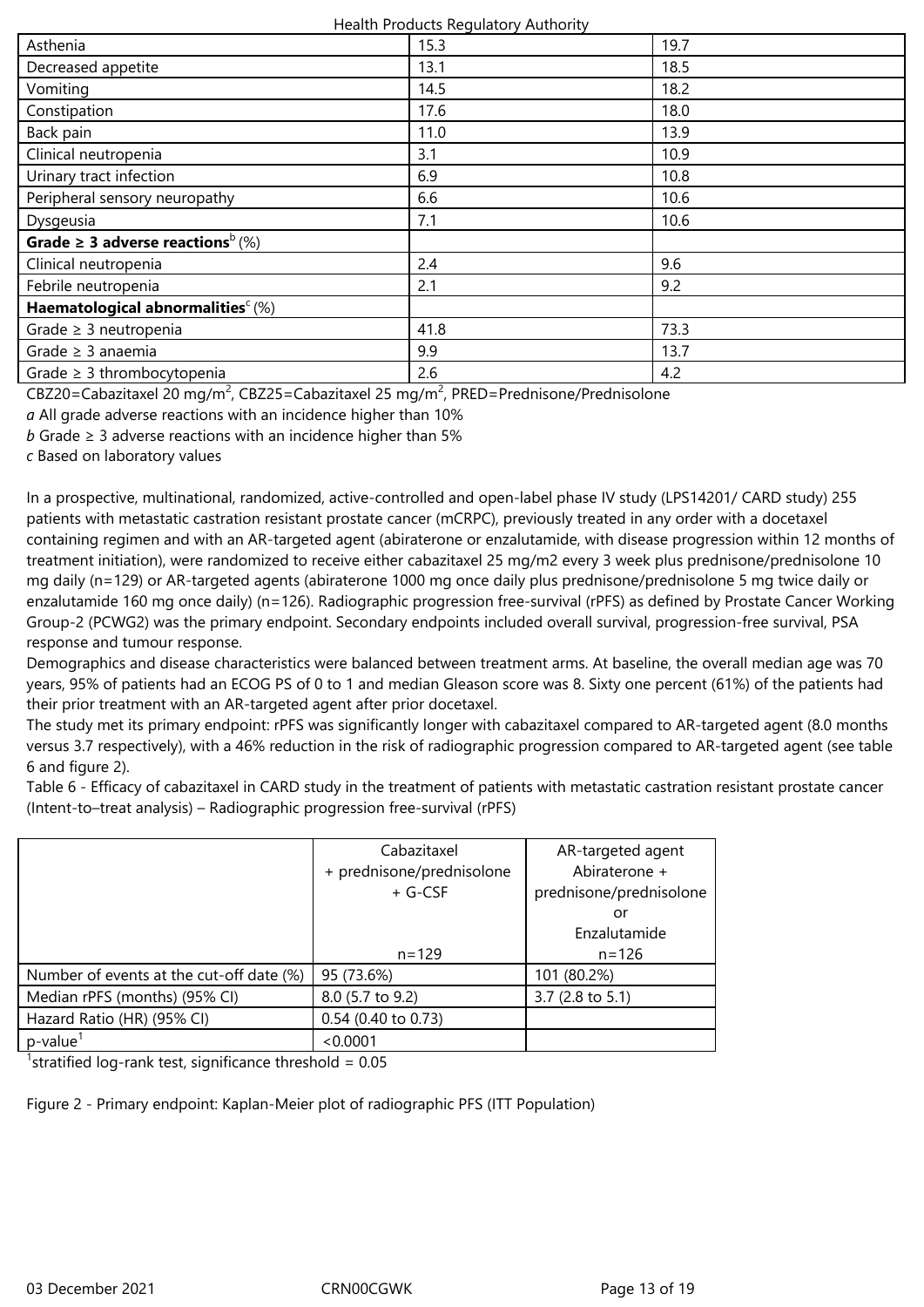| | | |
|---|---|---|
| Asthenia | 15.3 | 19.7 |
| Decreased appetite | 13.1 | 18.5 |
| Vomiting | 14.5 | 18.2 |
| Constipation | 17.6 | 18.0 |
| Back pain | 11.0 | 13.9 |
| Clinical neutropenia | 3.1 | 10.9 |
| Urinary tract infection | 6.9 | 10.8 |
| Peripheral sensory neuropathy | 6.6 | 10.6 |
| Dysgeusia | 7.1 | 10.6 |
| **Grade ≥ 3 adverse reactions**[b] (%) | | |
| Clinical neutropenia | 2.4 | 9.6 |
| Febrile neutropenia | 2.1 | 9.2 |
| **Haematological abnormalities**[c] (%) | | |
| Grade ≥ 3 neutropenia | 41.8 | 73.3 |
| Grade ≥ 3 anaemia | 9.9 | 13.7 |
| Grade ≥ 3 thrombocytopenia | 2.6 | 4.2 |

CBZ20=Cabazitaxel 20 mg/m$^2$, CBZ25=Cabazitaxel 25 mg/m$^2$, PRED=Prednisone/Prednisolone

*a* All grade adverse reactions with an incidence higher than 10%

*b* Grade ≥ 3 adverse reactions with an incidence higher than 5%

*c* Based on laboratory values

In a prospective, multinational, randomized, active-controlled and open-label phase IV study (LPS14201/ CARD study) 255 patients with metastatic castration resistant prostate cancer (mCRPC), previously treated in any order with a docetaxel containing regimen and with an AR-targeted agent (abiraterone or enzalutamide, with disease progression within 12 months of treatment initiation), were randomized to receive either cabazitaxel 25 mg/m2 every 3 week plus prednisone/prednisolone 10 mg daily (n=129) or AR-targeted agents (abiraterone 1000 mg once daily plus prednisone/prednisolone 5 mg twice daily or enzalutamide 160 mg once daily) (n=126). Radiographic progression free-survival (rPFS) as defined by Prostate Cancer Working Group-2 (PCWG2) was the primary endpoint. Secondary endpoints included overall survival, progression-free survival, PSA response and tumour response.

Demographics and disease characteristics were balanced between treatment arms. At baseline, the overall median age was 70 years, 95% of patients had an ECOG PS of 0 to 1 and median Gleason score was 8. Sixty one percent (61%) of the patients had their prior treatment with an AR-targeted agent after prior docetaxel.

The study met its primary endpoint: rPFS was significantly longer with cabazitaxel compared to AR-targeted agent (8.0 months versus 3.7 respectively), with a 46% reduction in the risk of radiographic progression compared to AR-targeted agent (see table 6 and figure 2).

Table 6 - Efficacy of cabazitaxel in CARD study in the treatment of patients with metastatic castration resistant prostate cancer (Intent-to–treat analysis) – Radiographic progression free-survival (rPFS)

| | Cabazitaxel + prednisone/prednisolone + G-CSF n=129 | AR-targeted agent Abiraterone + prednisone/prednisolone or Enzalutamide n=126 |
|---|---|---|
| Number of events at the cut-off date (%) | 95 (73.6%) | 101 (80.2%) |
| Median rPFS (months) (95% CI) | 8.0 (5.7 to 9.2) | 3.7 (2.8 to 5.1) |
| Hazard Ratio (HR) (95% CI) | 0.54 (0.40 to 0.73) | |
| p-value[1] | <0.0001 | |

[1]stratified log-rank test, significance threshold = 0.05

Figure 2 - Primary endpoint: Kaplan-Meier plot of radiographic PFS (ITT Population)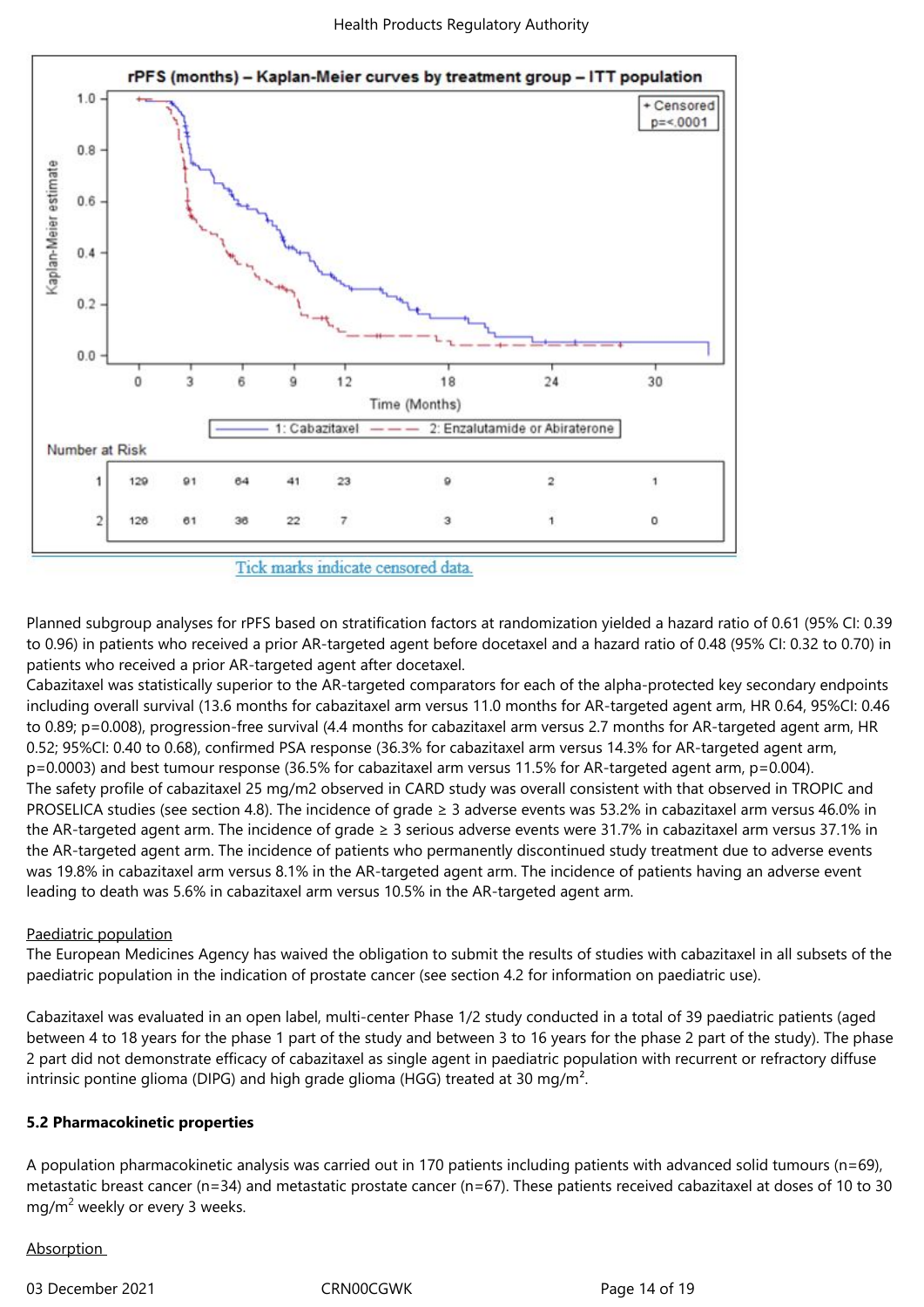rPFS (months) – Kaplan-Meier curves by treatment group – ITT population

Number at Risk

| | 0 | 3 | 6 | 9 | 12 | 18 | 24 | 30 |
|---|---|---|---|---|---|---|---|---|
| 1 | 129 | 91 | 64 | 41 | 23 | 9 | 2 | 1 |
| 2 | 126 | 61 | 36 | 22 | 7 | 3 | 1 | 0 |

1: Cabazitaxel; 2: Enzalutamide or Abiraterone. + Censored, p=<.0001

Tick marks indicate censored data.

Planned subgroup analyses for rPFS based on stratification factors at randomization yielded a hazard ratio of 0.61 (95% CI: 0.39 to 0.96) in patients who received a prior AR-targeted agent before docetaxel and a hazard ratio of 0.48 (95% CI: 0.32 to 0.70) in patients who received a prior AR-targeted agent after docetaxel.

Cabazitaxel was statistically superior to the AR-targeted comparators for each of the alpha-protected key secondary endpoints including overall survival (13.6 months for cabazitaxel arm versus 11.0 months for AR-targeted agent arm, HR 0.64, 95%CI: 0.46 to 0.89; p=0.008), progression-free survival (4.4 months for cabazitaxel arm versus 2.7 months for AR-targeted agent arm, HR 0.52; 95%CI: 0.40 to 0.68), confirmed PSA response (36.3% for cabazitaxel arm versus 14.3% for AR-targeted agent arm, p=0.0003) and best tumour response (36.5% for cabazitaxel arm versus 11.5% for AR-targeted agent arm, p=0.004).

The safety profile of cabazitaxel 25 mg/m2 observed in CARD study was overall consistent with that observed in TROPIC and PROSELICA studies (see section 4.8). The incidence of grade ≥ 3 adverse events was 53.2% in cabazitaxel arm versus 46.0% in the AR-targeted agent arm. The incidence of grade ≥ 3 serious adverse events were 31.7% in cabazitaxel arm versus 37.1% in the AR-targeted agent arm. The incidence of patients who permanently discontinued study treatment due to adverse events was 19.8% in cabazitaxel arm versus 8.1% in the AR-targeted agent arm. The incidence of patients having an adverse event leading to death was 5.6% in cabazitaxel arm versus 10.5% in the AR-targeted agent arm.

Paediatric population

The European Medicines Agency has waived the obligation to submit the results of studies with cabazitaxel in all subsets of the paediatric population in the indication of prostate cancer (see section 4.2 for information on paediatric use).

Cabazitaxel was evaluated in an open label, multi-center Phase 1/2 study conducted in a total of 39 paediatric patients (aged between 4 to 18 years for the phase 1 part of the study and between 3 to 16 years for the phase 2 part of the study). The phase 2 part did not demonstrate efficacy of cabazitaxel as single agent in paediatric population with recurrent or refractory diffuse intrinsic pontine glioma (DIPG) and high grade glioma (HGG) treated at 30 mg/m$^2$.

## 5.2 Pharmacokinetic properties

A population pharmacokinetic analysis was carried out in 170 patients including patients with advanced solid tumours (n=69), metastatic breast cancer (n=34) and metastatic prostate cancer (n=67). These patients received cabazitaxel at doses of 10 to 30 mg/m$^2$ weekly or every 3 weeks.

Absorption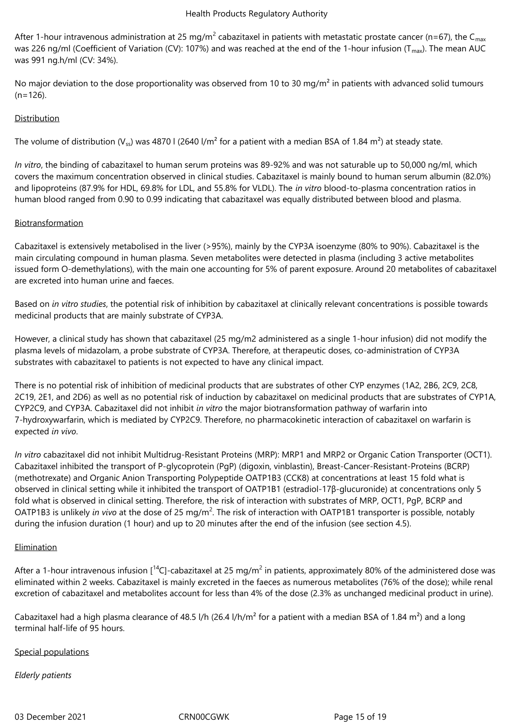After 1-hour intravenous administration at 25 mg/m$^2$ cabazitaxel in patients with metastatic prostate cancer (n=67), the $C_{max}$ was 226 ng/ml (Coefficient of Variation (CV): 107%) and was reached at the end of the 1-hour infusion ($T_{max}$). The mean AUC was 991 ng.h/ml (CV: 34%).

No major deviation to the dose proportionality was observed from 10 to 30 mg/m² in patients with advanced solid tumours (n=126).

Distribution

The volume of distribution ($V_{ss}$) was 4870 l (2640 l/m² for a patient with a median BSA of 1.84 m²) at steady state.

*In vitro*, the binding of cabazitaxel to human serum proteins was 89-92% and was not saturable up to 50,000 ng/ml, which covers the maximum concentration observed in clinical studies. Cabazitaxel is mainly bound to human serum albumin (82.0%) and lipoproteins (87.9% for HDL, 69.8% for LDL, and 55.8% for VLDL). The *in vitro* blood-to-plasma concentration ratios in human blood ranged from 0.90 to 0.99 indicating that cabazitaxel was equally distributed between blood and plasma.

Biotransformation

Cabazitaxel is extensively metabolised in the liver (>95%), mainly by the CYP3A isoenzyme (80% to 90%). Cabazitaxel is the main circulating compound in human plasma. Seven metabolites were detected in plasma (including 3 active metabolites issued form O-demethylations), with the main one accounting for 5% of parent exposure. Around 20 metabolites of cabazitaxel are excreted into human urine and faeces.

Based on *in vitro studies*, the potential risk of inhibition by cabazitaxel at clinically relevant concentrations is possible towards medicinal products that are mainly substrate of CYP3A.

However, a clinical study has shown that cabazitaxel (25 mg/m2 administered as a single 1-hour infusion) did not modify the plasma levels of midazolam, a probe substrate of CYP3A. Therefore, at therapeutic doses, co-administration of CYP3A substrates with cabazitaxel to patients is not expected to have any clinical impact.

There is no potential risk of inhibition of medicinal products that are substrates of other CYP enzymes (1A2, 2B6, 2C9, 2C8, 2C19, 2E1, and 2D6) as well as no potential risk of induction by cabazitaxel on medicinal products that are substrates of CYP1A, CYP2C9, and CYP3A. Cabazitaxel did not inhibit *in vitro* the major biotransformation pathway of warfarin into 7-hydroxywarfarin, which is mediated by CYP2C9. Therefore, no pharmacokinetic interaction of cabazitaxel on warfarin is expected *in vivo*.

*In vitro* cabazitaxel did not inhibit Multidrug-Resistant Proteins (MRP): MRP1 and MRP2 or Organic Cation Transporter (OCT1). Cabazitaxel inhibited the transport of P-glycoprotein (PgP) (digoxin, vinblastin), Breast-Cancer-Resistant-Proteins (BCRP) (methotrexate) and Organic Anion Transporting Polypeptide OATP1B3 (CCK8) at concentrations at least 15 fold what is observed in clinical setting while it inhibited the transport of OATP1B1 (estradiol-17β-glucuronide) at concentrations only 5 fold what is observed in clinical setting. Therefore, the risk of interaction with substrates of MRP, OCT1, PgP, BCRP and OATP1B3 is unlikely *in vivo* at the dose of 25 mg/m$^2$. The risk of interaction with OATP1B1 transporter is possible, notably during the infusion duration (1 hour) and up to 20 minutes after the end of the infusion (see section 4.5).

Elimination

After a 1-hour intravenous infusion [$^{14}$C]-cabazitaxel at 25 mg/m$^2$ in patients, approximately 80% of the administered dose was eliminated within 2 weeks. Cabazitaxel is mainly excreted in the faeces as numerous metabolites (76% of the dose); while renal excretion of cabazitaxel and metabolites account for less than 4% of the dose (2.3% as unchanged medicinal product in urine).

Cabazitaxel had a high plasma clearance of 48.5 l/h (26.4 l/h/m² for a patient with a median BSA of 1.84 m²) and a long terminal half-life of 95 hours.

Special populations

*Elderly patients*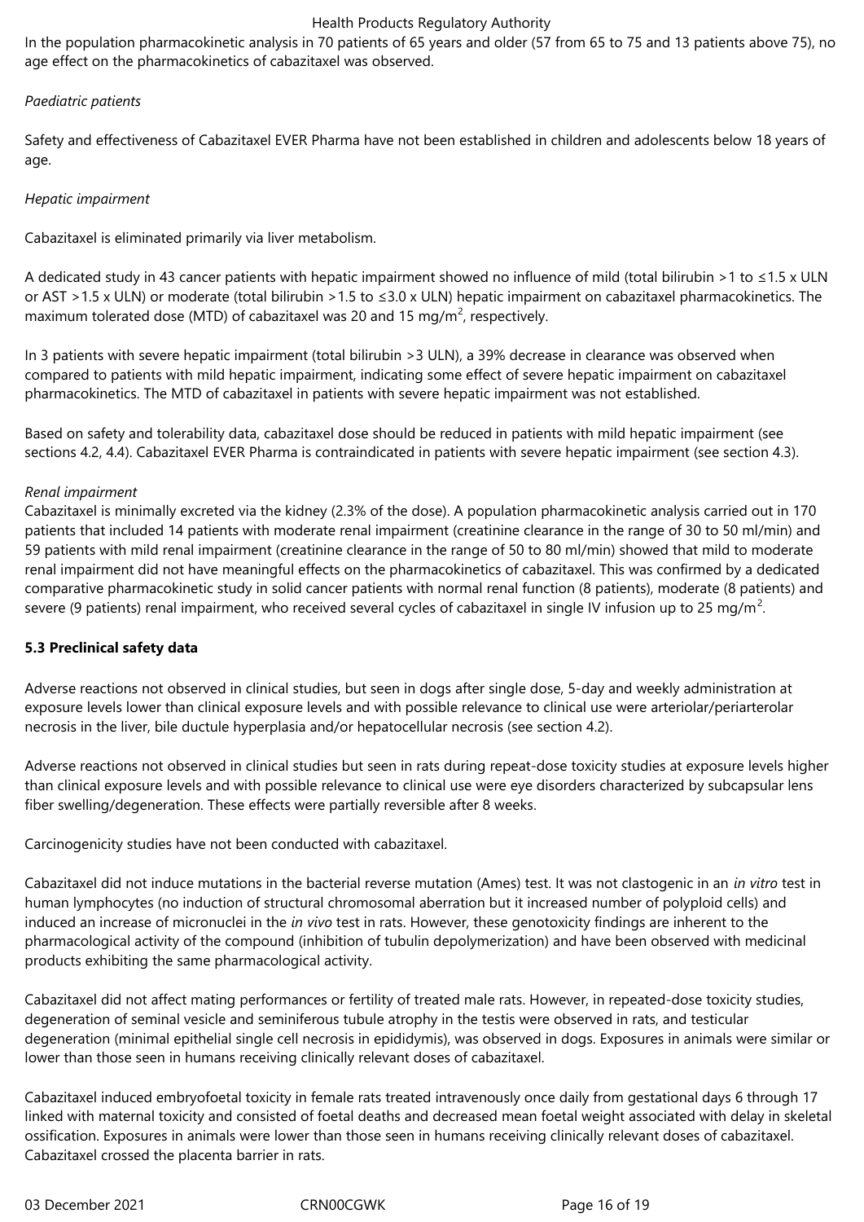In the population pharmacokinetic analysis in 70 patients of 65 years and older (57 from 65 to 75 and 13 patients above 75), no age effect on the pharmacokinetics of cabazitaxel was observed.

*Paediatric patients*

Safety and effectiveness of Cabazitaxel EVER Pharma have not been established in children and adolescents below 18 years of age.

*Hepatic impairment*

Cabazitaxel is eliminated primarily via liver metabolism.

A dedicated study in 43 cancer patients with hepatic impairment showed no influence of mild (total bilirubin >1 to ≤1.5 x ULN or AST >1.5 x ULN) or moderate (total bilirubin >1.5 to ≤3.0 x ULN) hepatic impairment on cabazitaxel pharmacokinetics. The maximum tolerated dose (MTD) of cabazitaxel was 20 and 15 mg/m$^2$, respectively.

In 3 patients with severe hepatic impairment (total bilirubin >3 ULN), a 39% decrease in clearance was observed when compared to patients with mild hepatic impairment, indicating some effect of severe hepatic impairment on cabazitaxel pharmacokinetics. The MTD of cabazitaxel in patients with severe hepatic impairment was not established.

Based on safety and tolerability data, cabazitaxel dose should be reduced in patients with mild hepatic impairment (see sections 4.2, 4.4). Cabazitaxel EVER Pharma is contraindicated in patients with severe hepatic impairment (see section 4.3).

*Renal impairment*

Cabazitaxel is minimally excreted via the kidney (2.3% of the dose). A population pharmacokinetic analysis carried out in 170 patients that included 14 patients with moderate renal impairment (creatinine clearance in the range of 30 to 50 ml/min) and 59 patients with mild renal impairment (creatinine clearance in the range of 50 to 80 ml/min) showed that mild to moderate renal impairment did not have meaningful effects on the pharmacokinetics of cabazitaxel. This was confirmed by a dedicated comparative pharmacokinetic study in solid cancer patients with normal renal function (8 patients), moderate (8 patients) and severe (9 patients) renal impairment, who received several cycles of cabazitaxel in single IV infusion up to 25 mg/m$^2$.

**5.3 Preclinical safety data**

Adverse reactions not observed in clinical studies, but seen in dogs after single dose, 5-day and weekly administration at exposure levels lower than clinical exposure levels and with possible relevance to clinical use were arteriolar/periarterolar necrosis in the liver, bile ductule hyperplasia and/or hepatocellular necrosis (see section 4.2).

Adverse reactions not observed in clinical studies but seen in rats during repeat-dose toxicity studies at exposure levels higher than clinical exposure levels and with possible relevance to clinical use were eye disorders characterized by subcapsular lens fiber swelling/degeneration. These effects were partially reversible after 8 weeks.

Carcinogenicity studies have not been conducted with cabazitaxel.

Cabazitaxel did not induce mutations in the bacterial reverse mutation (Ames) test. It was not clastogenic in an *in vitro* test in human lymphocytes (no induction of structural chromosomal aberration but it increased number of polyploid cells) and induced an increase of micronuclei in the *in vivo* test in rats. However, these genotoxicity findings are inherent to the pharmacological activity of the compound (inhibition of tubulin depolymerization) and have been observed with medicinal products exhibiting the same pharmacological activity.

Cabazitaxel did not affect mating performances or fertility of treated male rats. However, in repeated-dose toxicity studies, degeneration of seminal vesicle and seminiferous tubule atrophy in the testis were observed in rats, and testicular degeneration (minimal epithelial single cell necrosis in epididymis), was observed in dogs. Exposures in animals were similar or lower than those seen in humans receiving clinically relevant doses of cabazitaxel.

Cabazitaxel induced embryofoetal toxicity in female rats treated intravenously once daily from gestational days 6 through 17 linked with maternal toxicity and consisted of foetal deaths and decreased mean foetal weight associated with delay in skeletal ossification. Exposures in animals were lower than those seen in humans receiving clinically relevant doses of cabazitaxel. Cabazitaxel crossed the placenta barrier in rats.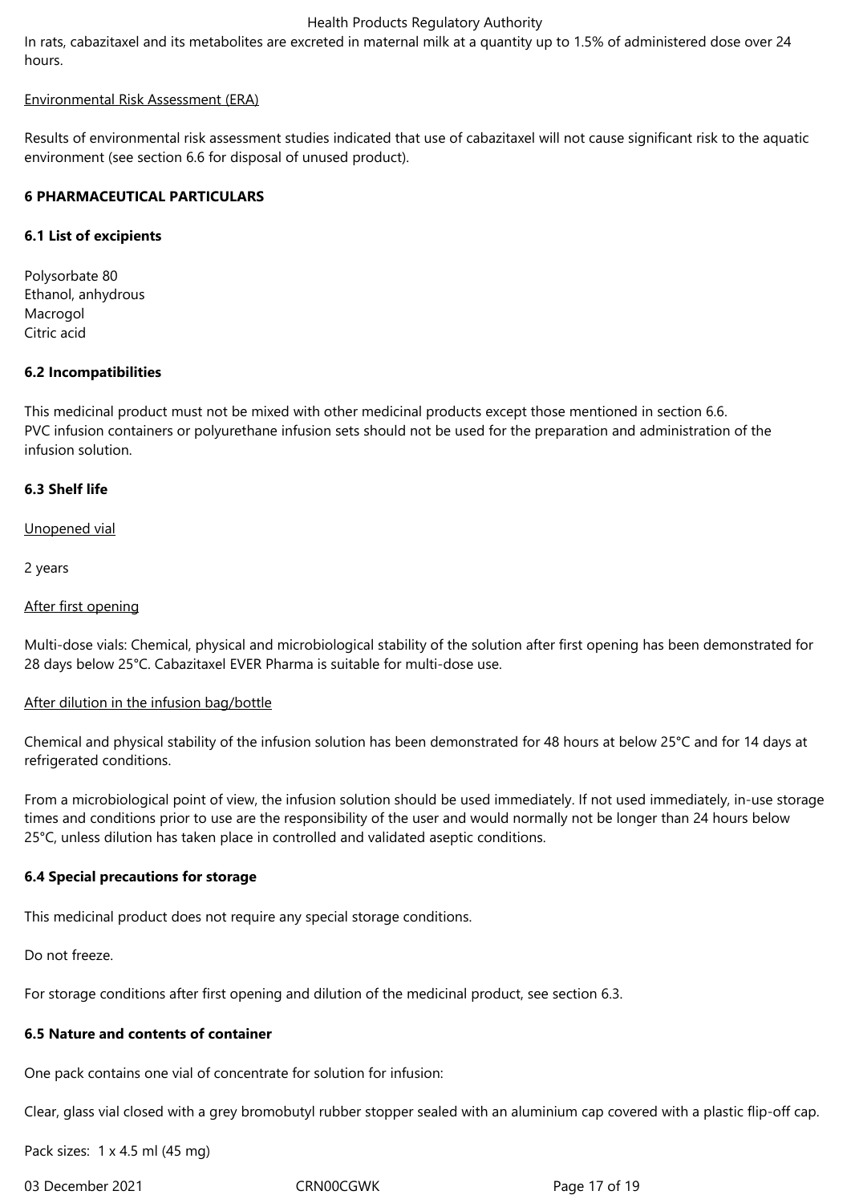In rats, cabazitaxel and its metabolites are excreted in maternal milk at a quantity up to 1.5% of administered dose over 24 hours.

Environmental Risk Assessment (ERA)

Results of environmental risk assessment studies indicated that use of cabazitaxel will not cause significant risk to the aquatic environment (see section 6.6 for disposal of unused product).

## 6 PHARMACEUTICAL PARTICULARS

### 6.1 List of excipients

Polysorbate 80
Ethanol, anhydrous
Macrogol
Citric acid

### 6.2 Incompatibilities

This medicinal product must not be mixed with other medicinal products except those mentioned in section 6.6.
PVC infusion containers or polyurethane infusion sets should not be used for the preparation and administration of the infusion solution.

### 6.3 Shelf life

Unopened vial

2 years

After first opening

Multi-dose vials: Chemical, physical and microbiological stability of the solution after first opening has been demonstrated for 28 days below 25°C. Cabazitaxel EVER Pharma is suitable for multi-dose use.

After dilution in the infusion bag/bottle

Chemical and physical stability of the infusion solution has been demonstrated for 48 hours at below 25°C and for 14 days at refrigerated conditions.

From a microbiological point of view, the infusion solution should be used immediately. If not used immediately, in-use storage times and conditions prior to use are the responsibility of the user and would normally not be longer than 24 hours below 25°C, unless dilution has taken place in controlled and validated aseptic conditions.

### 6.4 Special precautions for storage

This medicinal product does not require any special storage conditions.

Do not freeze.

For storage conditions after first opening and dilution of the medicinal product, see section 6.3.

### 6.5 Nature and contents of container

One pack contains one vial of concentrate for solution for infusion:

Clear, glass vial closed with a grey bromobutyl rubber stopper sealed with an aluminium cap covered with a plastic flip-off cap.

Pack sizes: 1 x 4.5 ml (45 mg)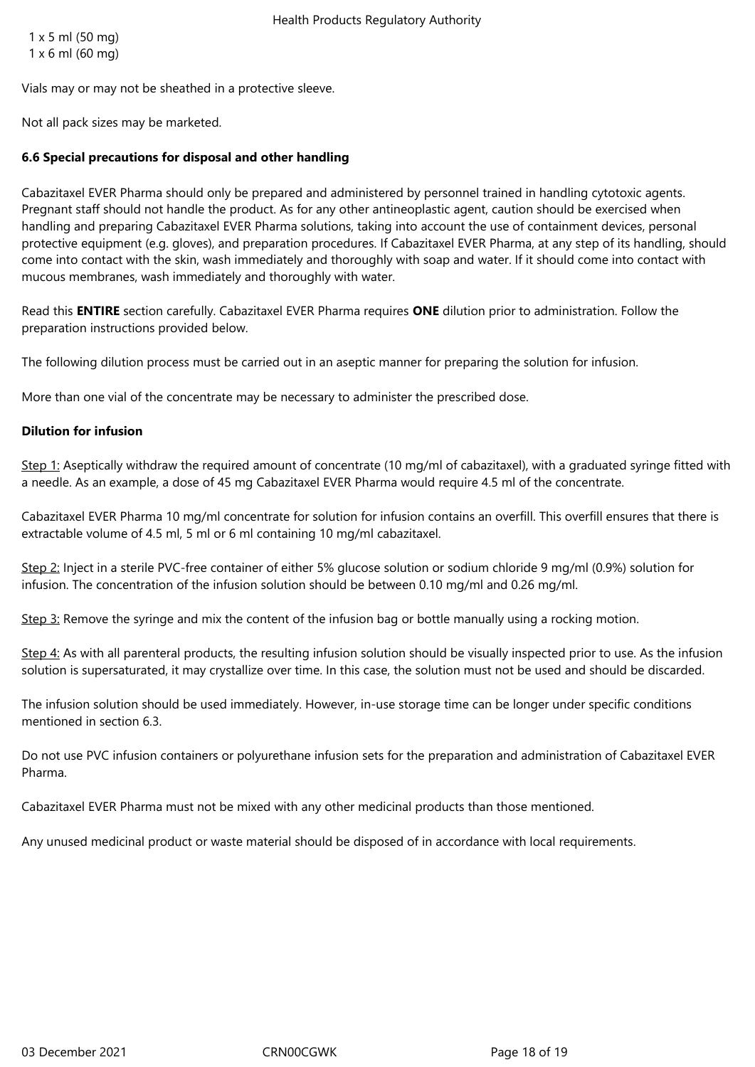1 x 5 ml (50 mg)
1 x 6 ml (60 mg)

Vials may or may not be sheathed in a protective sleeve.

Not all pack sizes may be marketed.

**6.6 Special precautions for disposal and other handling**

Cabazitaxel EVER Pharma should only be prepared and administered by personnel trained in handling cytotoxic agents. Pregnant staff should not handle the product. As for any other antineoplastic agent, caution should be exercised when handling and preparing Cabazitaxel EVER Pharma solutions, taking into account the use of containment devices, personal protective equipment (e.g. gloves), and preparation procedures. If Cabazitaxel EVER Pharma, at any step of its handling, should come into contact with the skin, wash immediately and thoroughly with soap and water. If it should come into contact with mucous membranes, wash immediately and thoroughly with water.

Read this **ENTIRE** section carefully. Cabazitaxel EVER Pharma requires **ONE** dilution prior to administration. Follow the preparation instructions provided below.

The following dilution process must be carried out in an aseptic manner for preparing the solution for infusion.

More than one vial of the concentrate may be necessary to administer the prescribed dose.

**Dilution for infusion**

Step 1: Aseptically withdraw the required amount of concentrate (10 mg/ml of cabazitaxel), with a graduated syringe fitted with a needle. As an example, a dose of 45 mg Cabazitaxel EVER Pharma would require 4.5 ml of the concentrate.

Cabazitaxel EVER Pharma 10 mg/ml concentrate for solution for infusion contains an overfill. This overfill ensures that there is extractable volume of 4.5 ml, 5 ml or 6 ml containing 10 mg/ml cabazitaxel.

Step 2: Inject in a sterile PVC-free container of either 5% glucose solution or sodium chloride 9 mg/ml (0.9%) solution for infusion. The concentration of the infusion solution should be between 0.10 mg/ml and 0.26 mg/ml.

Step 3: Remove the syringe and mix the content of the infusion bag or bottle manually using a rocking motion.

Step 4: As with all parenteral products, the resulting infusion solution should be visually inspected prior to use. As the infusion solution is supersaturated, it may crystallize over time. In this case, the solution must not be used and should be discarded.

The infusion solution should be used immediately. However, in-use storage time can be longer under specific conditions mentioned in section 6.3.

Do not use PVC infusion containers or polyurethane infusion sets for the preparation and administration of Cabazitaxel EVER Pharma.

Cabazitaxel EVER Pharma must not be mixed with any other medicinal products than those mentioned.

Any unused medicinal product or waste material should be disposed of in accordance with local requirements.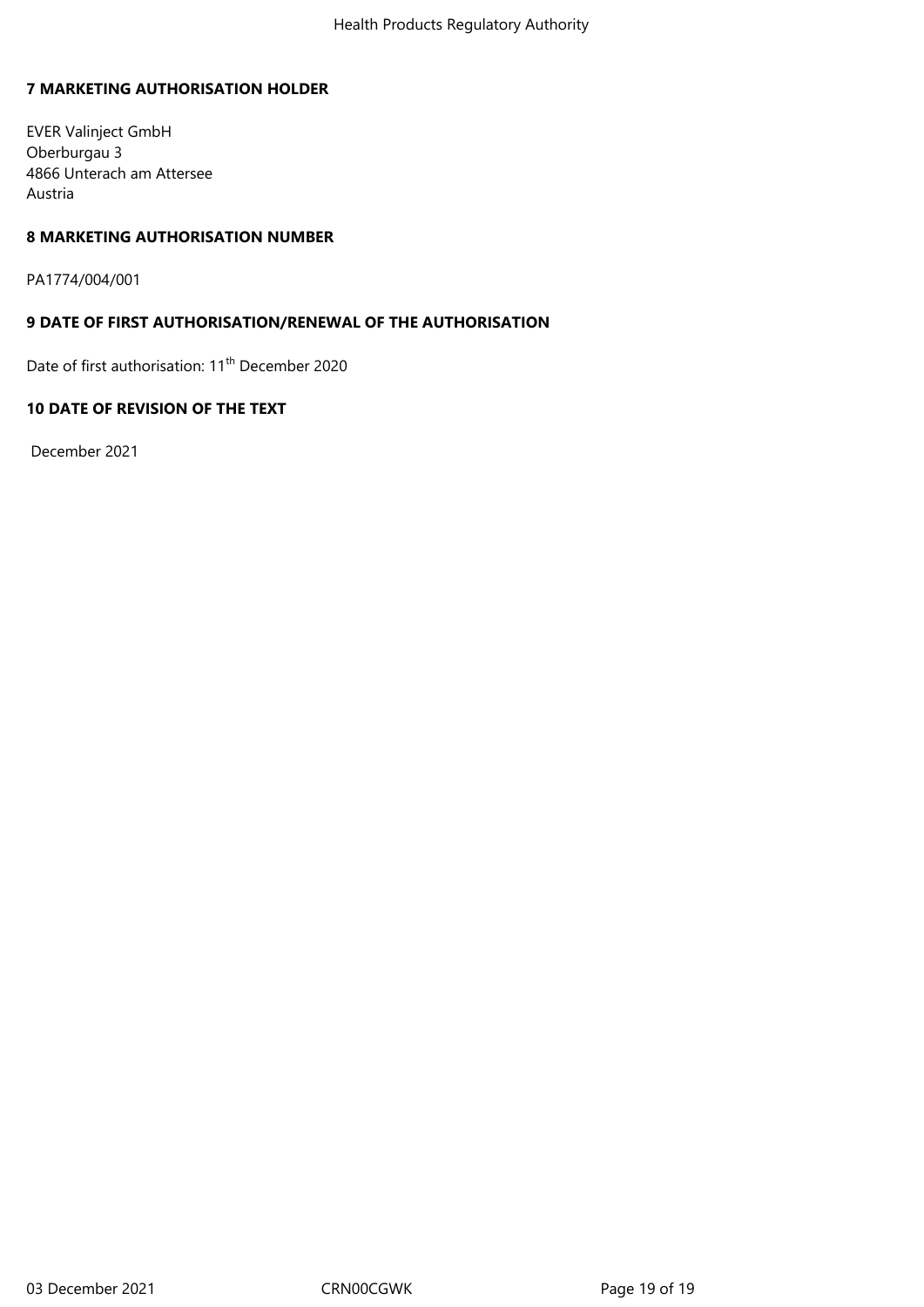## 7 MARKETING AUTHORISATION HOLDER

EVER Valinject GmbH
Oberburgau 3
4866 Unterach am Attersee
Austria

## 8 MARKETING AUTHORISATION NUMBER

PA1774/004/001

## 9 DATE OF FIRST AUTHORISATION/RENEWAL OF THE AUTHORISATION

Date of first authorisation: 11th December 2020

## 10 DATE OF REVISION OF THE TEXT

December 2021